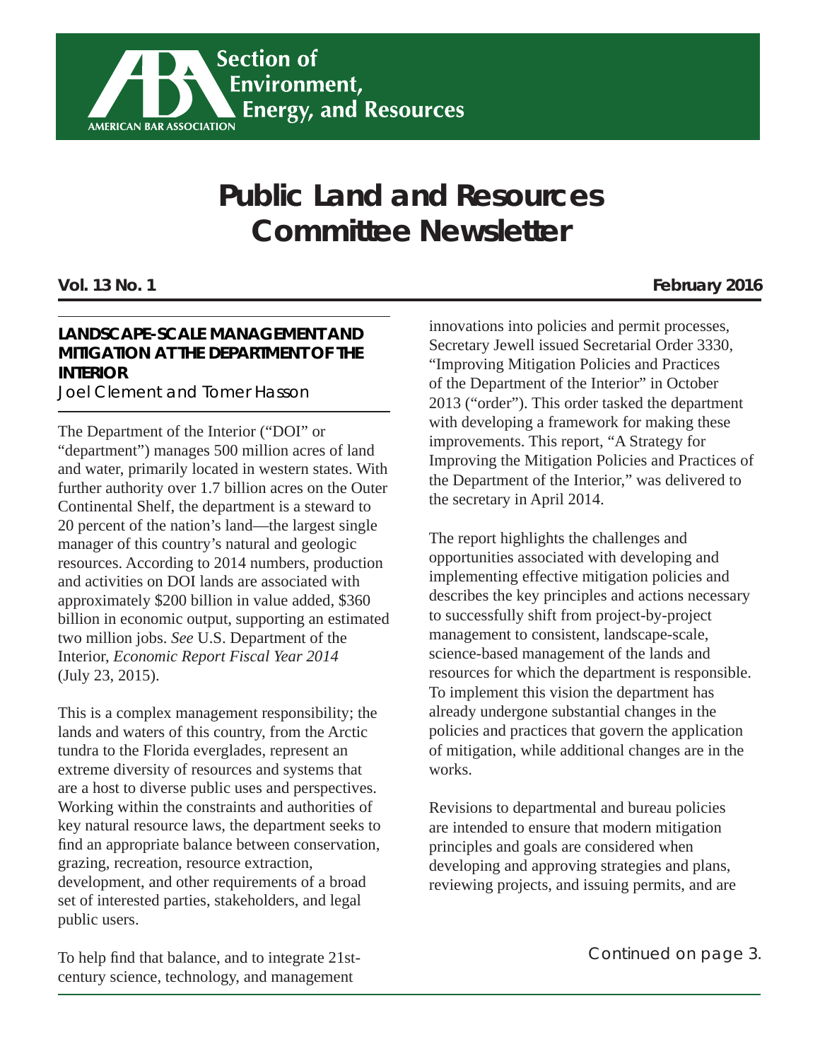Section of Environment, Energy, and Resources

AMERICAN BAR ASSOCIATION

# Public Land and Resources Committee Newsletter

**Vol. 13 No. 1** **February 2016**

## LANDSCAPE-SCALE MANAGEMENT AND MITIGATION AT THE DEPARTMENT OF THE INTERIOR

Joel Clement and Tomer Hasson

The Department of the Interior ("DOI" or "department") manages 500 million acres of land and water, primarily located in western states. With further authority over 1.7 billion acres on the Outer Continental Shelf, the department is a steward to 20 percent of the nation's land—the largest single manager of this country's natural and geologic resources. According to 2014 numbers, production and activities on DOI lands are associated with approximately $200 billion in value added, $360 billion in economic output, supporting an estimated two million jobs. *See* U.S. Department of the Interior, *Economic Report Fiscal Year 2014* (July 23, 2015).

This is a complex management responsibility; the lands and waters of this country, from the Arctic tundra to the Florida everglades, represent an extreme diversity of resources and systems that are a host to diverse public uses and perspectives. Working within the constraints and authorities of key natural resource laws, the department seeks to find an appropriate balance between conservation, grazing, recreation, resource extraction, development, and other requirements of a broad set of interested parties, stakeholders, and legal public users.

To help find that balance, and to integrate 21st-century science, technology, and management innovations into policies and permit processes, Secretary Jewell issued Secretarial Order 3330, "Improving Mitigation Policies and Practices of the Department of the Interior" in October 2013 ("order"). This order tasked the department with developing a framework for making these improvements. This report, "A Strategy for Improving the Mitigation Policies and Practices of the Department of the Interior," was delivered to the secretary in April 2014.

The report highlights the challenges and opportunities associated with developing and implementing effective mitigation policies and describes the key principles and actions necessary to successfully shift from project-by-project management to consistent, landscape-scale, science-based management of the lands and resources for which the department is responsible. To implement this vision the department has already undergone substantial changes in the policies and practices that govern the application of mitigation, while additional changes are in the works.

Revisions to departmental and bureau policies are intended to ensure that modern mitigation principles and goals are considered when developing and approving strategies and plans, reviewing projects, and issuing permits, and are

Continued on page 3.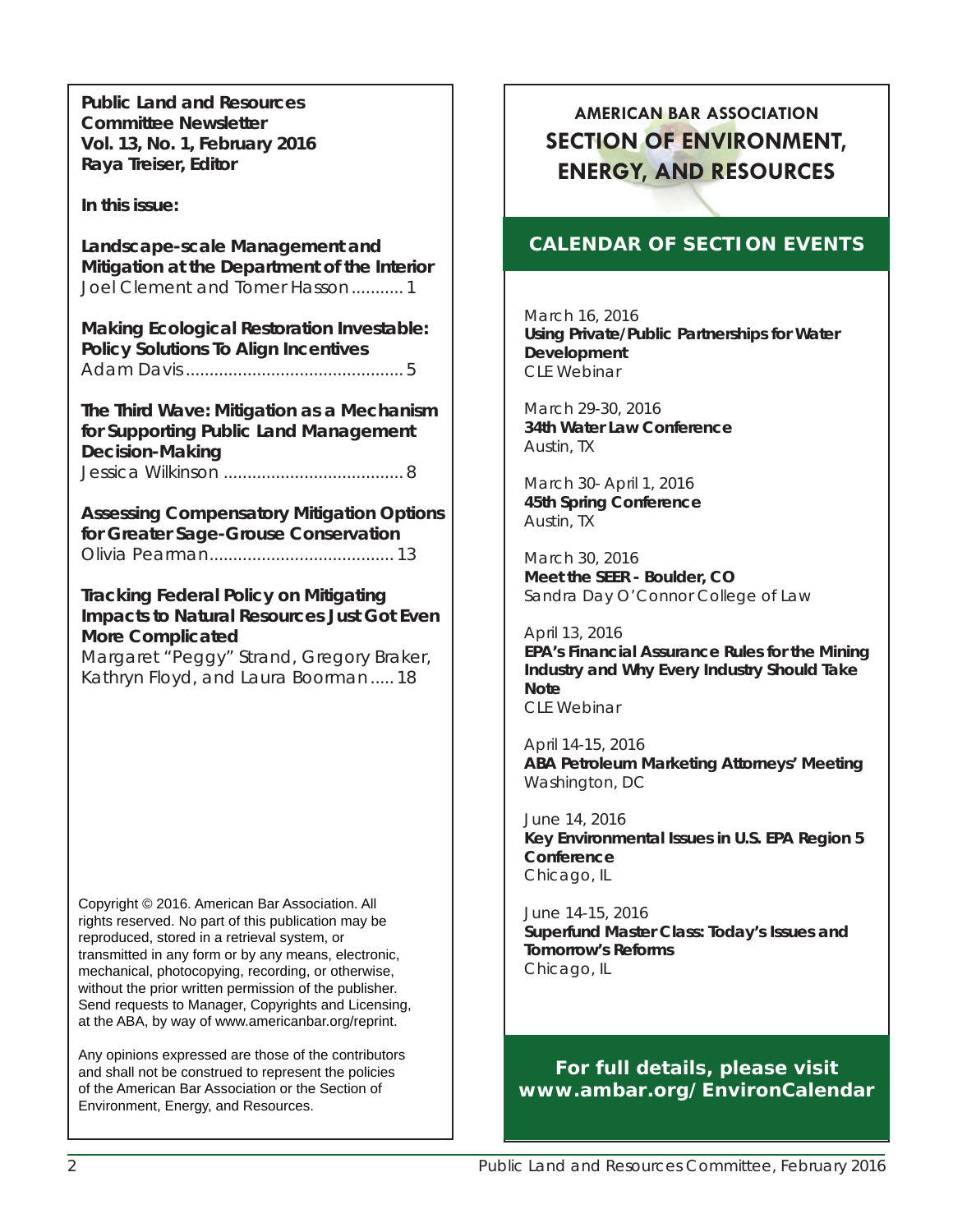**Public Land and Resources Committee Newsletter**
**Vol. 13, No. 1, February 2016**
**Raya Treiser, Editor**

**In this issue:**

**Landscape-scale Management and Mitigation at the Department of the Interior**
Joel Clement and Tomer Hasson........... 1

**Making Ecological Restoration Investable: Policy Solutions To Align Incentives**
Adam Davis............................................. 5

**The Third Wave: Mitigation as a Mechanism for Supporting Public Land Management Decision-Making**
Jessica Wilkinson ...................................... 8

**Assessing Compensatory Mitigation Options for Greater Sage-Grouse Conservation**
Olivia Pearman....................................... 13

**Tracking Federal Policy on Mitigating Impacts to Natural Resources Just Got Even More Complicated**
Margaret "Peggy" Strand, Gregory Braker, Kathryn Floyd, and Laura Boorman ..... 18

Copyright © 2016. American Bar Association. All rights reserved. No part of this publication may be reproduced, stored in a retrieval system, or transmitted in any form or by any means, electronic, mechanical, photocopying, recording, or otherwise, without the prior written permission of the publisher. Send requests to Manager, Copyrights and Licensing, at the ABA, by way of www.americanbar.org/reprint.

Any opinions expressed are those of the contributors and shall not be construed to represent the policies of the American Bar Association or the Section of Environment, Energy, and Resources.

## AMERICAN BAR ASSOCIATION SECTION OF ENVIRONMENT, ENERGY, AND RESOURCES

## CALENDAR OF SECTION EVENTS

March 16, 2016
**Using Private/Public Partnerships for Water Development**
CLE Webinar

March 29-30, 2016
**34th Water Law Conference**
Austin, TX

March 30- April 1, 2016
**45th Spring Conference**
Austin, TX

March 30, 2016
**Meet the SEER - Boulder, CO**
Sandra Day O'Connor College of Law

April 13, 2016
**EPA's Financial Assurance Rules for the Mining Industry and Why Every Industry Should Take Note**
CLE Webinar

April 14-15, 2016
**ABA Petroleum Marketing Attorneys' Meeting**
Washington, DC

June 14, 2016
**Key Environmental Issues in U.S. EPA Region 5 Conference**
Chicago, IL

June 14-15, 2016
**Superfund Master Class: Today's Issues and Tomorrow's Reforms**
Chicago, IL

**For full details, please visit www.ambar.org/EnvironCalendar**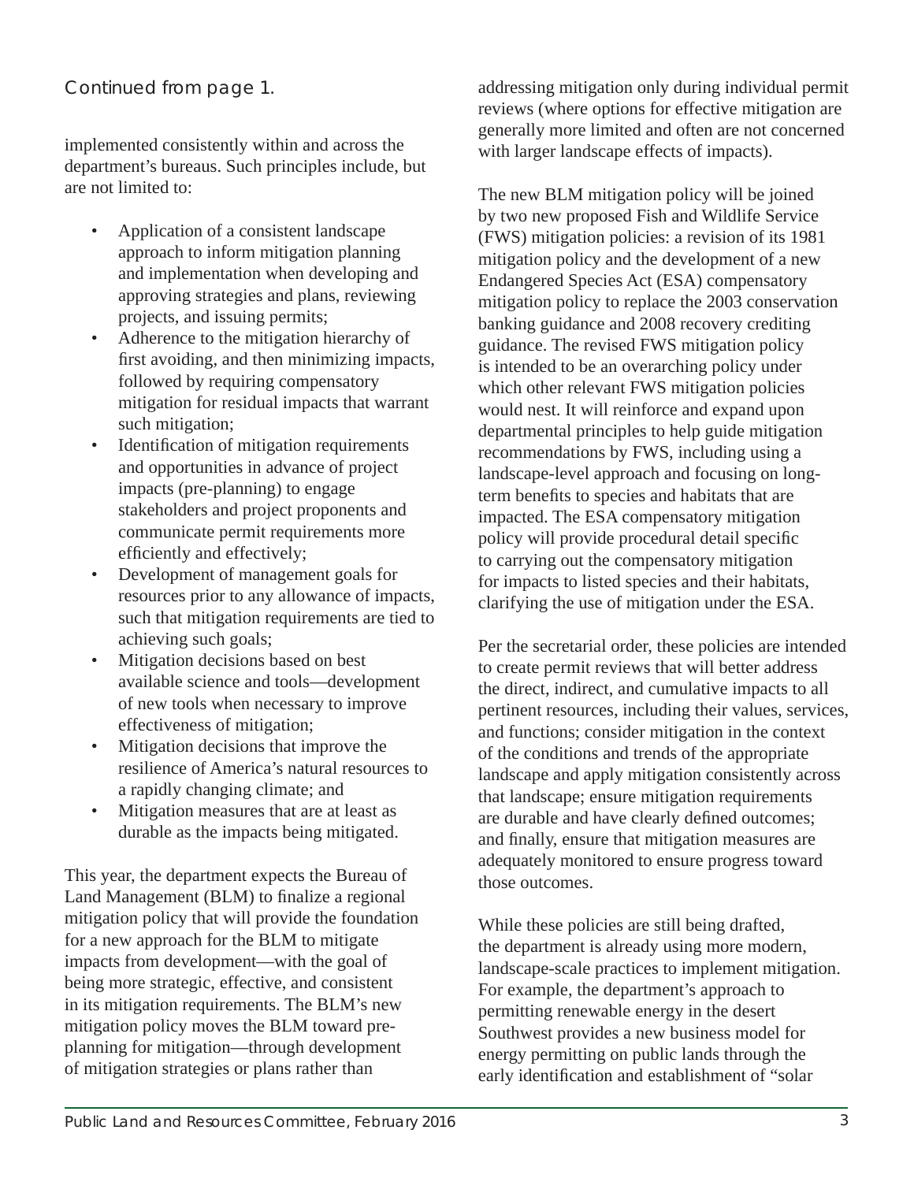*Continued from page 1.*

implemented consistently within and across the department's bureaus. Such principles include, but are not limited to:

- Application of a consistent landscape approach to inform mitigation planning and implementation when developing and approving strategies and plans, reviewing projects, and issuing permits;
- Adherence to the mitigation hierarchy of first avoiding, and then minimizing impacts, followed by requiring compensatory mitigation for residual impacts that warrant such mitigation;
- Identification of mitigation requirements and opportunities in advance of project impacts (pre-planning) to engage stakeholders and project proponents and communicate permit requirements more efficiently and effectively;
- Development of management goals for resources prior to any allowance of impacts, such that mitigation requirements are tied to achieving such goals;
- Mitigation decisions based on best available science and tools—development of new tools when necessary to improve effectiveness of mitigation;
- Mitigation decisions that improve the resilience of America's natural resources to a rapidly changing climate; and
- Mitigation measures that are at least as durable as the impacts being mitigated.

This year, the department expects the Bureau of Land Management (BLM) to finalize a regional mitigation policy that will provide the foundation for a new approach for the BLM to mitigate impacts from development—with the goal of being more strategic, effective, and consistent in its mitigation requirements. The BLM's new mitigation policy moves the BLM toward pre-planning for mitigation—through development of mitigation strategies or plans rather than addressing mitigation only during individual permit reviews (where options for effective mitigation are generally more limited and often are not concerned with larger landscape effects of impacts).

The new BLM mitigation policy will be joined by two new proposed Fish and Wildlife Service (FWS) mitigation policies: a revision of its 1981 mitigation policy and the development of a new Endangered Species Act (ESA) compensatory mitigation policy to replace the 2003 conservation banking guidance and 2008 recovery crediting guidance. The revised FWS mitigation policy is intended to be an overarching policy under which other relevant FWS mitigation policies would nest. It will reinforce and expand upon departmental principles to help guide mitigation recommendations by FWS, including using a landscape-level approach and focusing on long-term benefits to species and habitats that are impacted. The ESA compensatory mitigation policy will provide procedural detail specific to carrying out the compensatory mitigation for impacts to listed species and their habitats, clarifying the use of mitigation under the ESA.

Per the secretarial order, these policies are intended to create permit reviews that will better address the direct, indirect, and cumulative impacts to all pertinent resources, including their values, services, and functions; consider mitigation in the context of the conditions and trends of the appropriate landscape and apply mitigation consistently across that landscape; ensure mitigation requirements are durable and have clearly defined outcomes; and finally, ensure that mitigation measures are adequately monitored to ensure progress toward those outcomes.

While these policies are still being drafted, the department is already using more modern, landscape-scale practices to implement mitigation. For example, the department's approach to permitting renewable energy in the desert Southwest provides a new business model for energy permitting on public lands through the early identification and establishment of "solar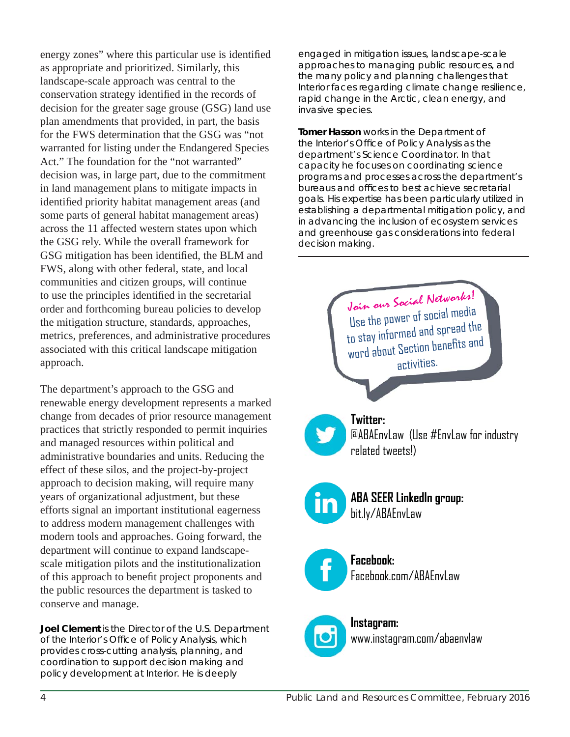energy zones" where this particular use is identified as appropriate and prioritized. Similarly, this landscape-scale approach was central to the conservation strategy identified in the records of decision for the greater sage grouse (GSG) land use plan amendments that provided, in part, the basis for the FWS determination that the GSG was "not warranted for listing under the Endangered Species Act." The foundation for the "not warranted" decision was, in large part, due to the commitment in land management plans to mitigate impacts in identified priority habitat management areas (and some parts of general habitat management areas) across the 11 affected western states upon which the GSG rely. While the overall framework for GSG mitigation has been identified, the BLM and FWS, along with other federal, state, and local communities and citizen groups, will continue to use the principles identified in the secretarial order and forthcoming bureau policies to develop the mitigation structure, standards, approaches, metrics, preferences, and administrative procedures associated with this critical landscape mitigation approach.

The department's approach to the GSG and renewable energy development represents a marked change from decades of prior resource management practices that strictly responded to permit inquiries and managed resources within political and administrative boundaries and units. Reducing the effect of these silos, and the project-by-project approach to decision making, will require many years of organizational adjustment, but these efforts signal an important institutional eagerness to address modern management challenges with modern tools and approaches. Going forward, the department will continue to expand landscape-scale mitigation pilots and the institutionalization of this approach to benefit project proponents and the public resources the department is tasked to conserve and manage.

**Joel Clement** is the Director of the U.S. Department of the Interior's Office of Policy Analysis, which provides cross-cutting analysis, planning, and coordination to support decision making and policy development at Interior. He is deeply engaged in mitigation issues, landscape-scale approaches to managing public resources, and the many policy and planning challenges that Interior faces regarding climate change resilience, rapid change in the Arctic, clean energy, and invasive species.

**Tomer Hasson** works in the Department of the Interior's Office of Policy Analysis as the department's Science Coordinator. In that capacity he focuses on coordinating science programs and processes across the department's bureaus and offices to best achieve secretarial goals. His expertise has been particularly utilized in establishing a departmental mitigation policy, and in advancing the inclusion of ecosystem services and greenhouse gas considerations into federal decision making.

---

*Join our Social Networks!*

Use the power of social media to stay informed and spread the word about Section benefits and activities.

**Twitter:**
@ABAEnvLaw (Use #EnvLaw for industry related tweets!)

**ABA SEER LinkedIn group:**
bit.ly/ABAEnvLaw

**Facebook:**
Facebook.com/ABAEnvLaw

**Instagram:**
www.instagram.com/abaenvlaw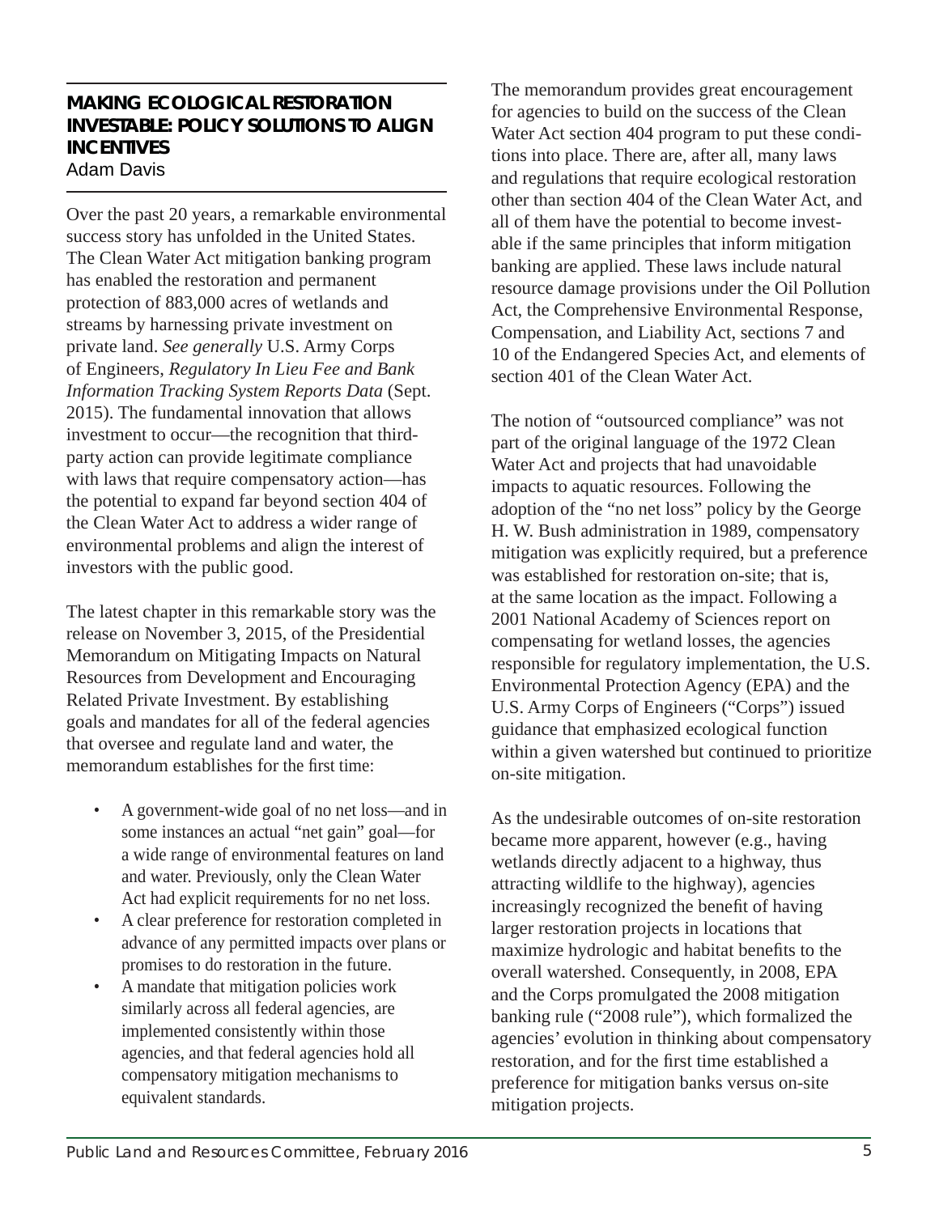## MAKING ECOLOGICAL RESTORATION INVESTABLE: POLICY SOLUTIONS TO ALIGN INCENTIVES

Adam Davis

Over the past 20 years, a remarkable environmental success story has unfolded in the United States. The Clean Water Act mitigation banking program has enabled the restoration and permanent protection of 883,000 acres of wetlands and streams by harnessing private investment on private land. *See generally* U.S. Army Corps of Engineers, *Regulatory In Lieu Fee and Bank Information Tracking System Reports Data* (Sept. 2015). The fundamental innovation that allows investment to occur—the recognition that third-party action can provide legitimate compliance with laws that require compensatory action—has the potential to expand far beyond section 404 of the Clean Water Act to address a wider range of environmental problems and align the interest of investors with the public good.

The latest chapter in this remarkable story was the release on November 3, 2015, of the Presidential Memorandum on Mitigating Impacts on Natural Resources from Development and Encouraging Related Private Investment. By establishing goals and mandates for all of the federal agencies that oversee and regulate land and water, the memorandum establishes for the first time:

- A government-wide goal of no net loss—and in some instances an actual "net gain" goal—for a wide range of environmental features on land and water. Previously, only the Clean Water Act had explicit requirements for no net loss.
- A clear preference for restoration completed in advance of any permitted impacts over plans or promises to do restoration in the future.
- A mandate that mitigation policies work similarly across all federal agencies, are implemented consistently within those agencies, and that federal agencies hold all compensatory mitigation mechanisms to equivalent standards.

The memorandum provides great encouragement for agencies to build on the success of the Clean Water Act section 404 program to put these conditions into place. There are, after all, many laws and regulations that require ecological restoration other than section 404 of the Clean Water Act, and all of them have the potential to become investable if the same principles that inform mitigation banking are applied. These laws include natural resource damage provisions under the Oil Pollution Act, the Comprehensive Environmental Response, Compensation, and Liability Act, sections 7 and 10 of the Endangered Species Act, and elements of section 401 of the Clean Water Act.

The notion of "outsourced compliance" was not part of the original language of the 1972 Clean Water Act and projects that had unavoidable impacts to aquatic resources. Following the adoption of the "no net loss" policy by the George H. W. Bush administration in 1989, compensatory mitigation was explicitly required, but a preference was established for restoration on-site; that is, at the same location as the impact. Following a 2001 National Academy of Sciences report on compensating for wetland losses, the agencies responsible for regulatory implementation, the U.S. Environmental Protection Agency (EPA) and the U.S. Army Corps of Engineers ("Corps") issued guidance that emphasized ecological function within a given watershed but continued to prioritize on-site mitigation.

As the undesirable outcomes of on-site restoration became more apparent, however (e.g., having wetlands directly adjacent to a highway, thus attracting wildlife to the highway), agencies increasingly recognized the benefit of having larger restoration projects in locations that maximize hydrologic and habitat benefits to the overall watershed. Consequently, in 2008, EPA and the Corps promulgated the 2008 mitigation banking rule ("2008 rule"), which formalized the agencies' evolution in thinking about compensatory restoration, and for the first time established a preference for mitigation banks versus on-site mitigation projects.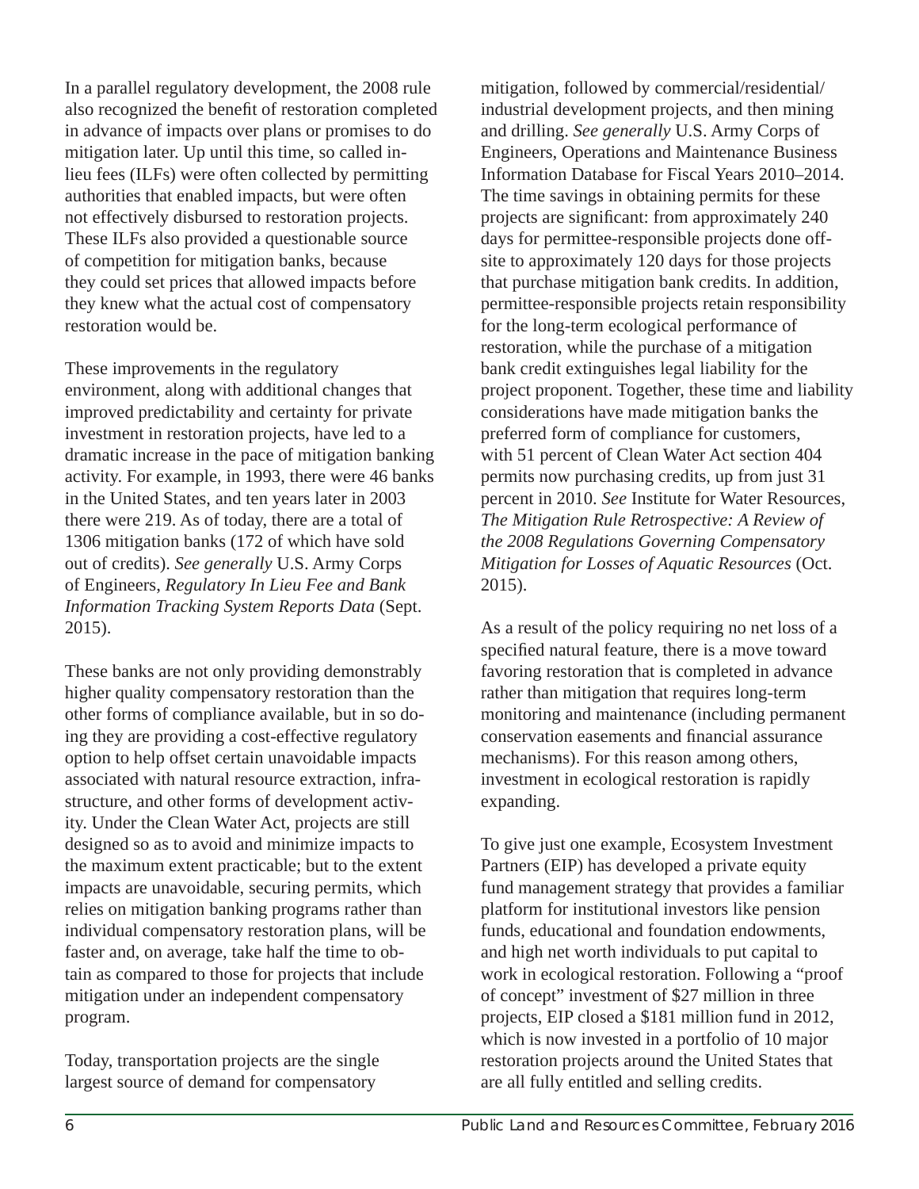In a parallel regulatory development, the 2008 rule also recognized the benefit of restoration completed in advance of impacts over plans or promises to do mitigation later. Up until this time, so called in-lieu fees (ILFs) were often collected by permitting authorities that enabled impacts, but were often not effectively disbursed to restoration projects. These ILFs also provided a questionable source of competition for mitigation banks, because they could set prices that allowed impacts before they knew what the actual cost of compensatory restoration would be.

These improvements in the regulatory environment, along with additional changes that improved predictability and certainty for private investment in restoration projects, have led to a dramatic increase in the pace of mitigation banking activity. For example, in 1993, there were 46 banks in the United States, and ten years later in 2003 there were 219. As of today, there are a total of 1306 mitigation banks (172 of which have sold out of credits). *See generally* U.S. Army Corps of Engineers, *Regulatory In Lieu Fee and Bank Information Tracking System Reports Data* (Sept. 2015).

These banks are not only providing demonstrably higher quality compensatory restoration than the other forms of compliance available, but in so doing they are providing a cost-effective regulatory option to help offset certain unavoidable impacts associated with natural resource extraction, infrastructure, and other forms of development activity. Under the Clean Water Act, projects are still designed so as to avoid and minimize impacts to the maximum extent practicable; but to the extent impacts are unavoidable, securing permits, which relies on mitigation banking programs rather than individual compensatory restoration plans, will be faster and, on average, take half the time to obtain as compared to those for projects that include mitigation under an independent compensatory program.

Today, transportation projects are the single largest source of demand for compensatory mitigation, followed by commercial/residential/industrial development projects, and then mining and drilling. *See generally* U.S. Army Corps of Engineers, Operations and Maintenance Business Information Database for Fiscal Years 2010–2014. The time savings in obtaining permits for these projects are significant: from approximately 240 days for permittee-responsible projects done off-site to approximately 120 days for those projects that purchase mitigation bank credits. In addition, permittee-responsible projects retain responsibility for the long-term ecological performance of restoration, while the purchase of a mitigation bank credit extinguishes legal liability for the project proponent. Together, these time and liability considerations have made mitigation banks the preferred form of compliance for customers, with 51 percent of Clean Water Act section 404 permits now purchasing credits, up from just 31 percent in 2010. *See* Institute for Water Resources, *The Mitigation Rule Retrospective: A Review of the 2008 Regulations Governing Compensatory Mitigation for Losses of Aquatic Resources* (Oct. 2015).

As a result of the policy requiring no net loss of a specified natural feature, there is a move toward favoring restoration that is completed in advance rather than mitigation that requires long-term monitoring and maintenance (including permanent conservation easements and financial assurance mechanisms). For this reason among others, investment in ecological restoration is rapidly expanding.

To give just one example, Ecosystem Investment Partners (EIP) has developed a private equity fund management strategy that provides a familiar platform for institutional investors like pension funds, educational and foundation endowments, and high net worth individuals to put capital to work in ecological restoration. Following a "proof of concept" investment of $27 million in three projects, EIP closed a $181 million fund in 2012, which is now invested in a portfolio of 10 major restoration projects around the United States that are all fully entitled and selling credits.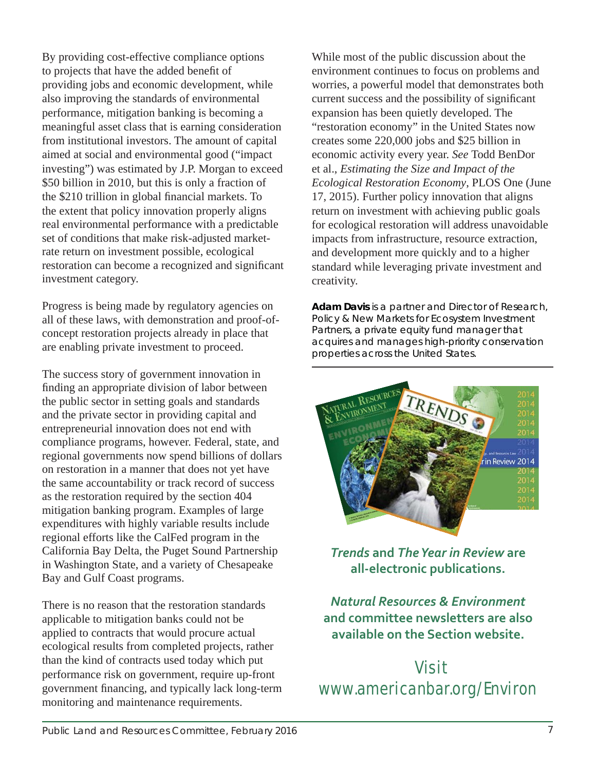By providing cost-effective compliance options to projects that have the added benefit of providing jobs and economic development, while also improving the standards of environmental performance, mitigation banking is becoming a meaningful asset class that is earning consideration from institutional investors. The amount of capital aimed at social and environmental good ("impact investing") was estimated by J.P. Morgan to exceed $50 billion in 2010, but this is only a fraction of the $210 trillion in global financial markets. To the extent that policy innovation properly aligns real environmental performance with a predictable set of conditions that make risk-adjusted market-rate return on investment possible, ecological restoration can become a recognized and significant investment category.

Progress is being made by regulatory agencies on all of these laws, with demonstration and proof-of-concept restoration projects already in place that are enabling private investment to proceed.

The success story of government innovation in finding an appropriate division of labor between the public sector in setting goals and standards and the private sector in providing capital and entrepreneurial innovation does not end with compliance programs, however. Federal, state, and regional governments now spend billions of dollars on restoration in a manner that does not yet have the same accountability or track record of success as the restoration required by the section 404 mitigation banking program. Examples of large expenditures with highly variable results include regional efforts like the CalFed program in the California Bay Delta, the Puget Sound Partnership in Washington State, and a variety of Chesapeake Bay and Gulf Coast programs.

There is no reason that the restoration standards applicable to mitigation banks could not be applied to contracts that would procure actual ecological results from completed projects, rather than the kind of contracts used today which put performance risk on government, require up-front government financing, and typically lack long-term monitoring and maintenance requirements.

While most of the public discussion about the environment continues to focus on problems and worries, a powerful model that demonstrates both current success and the possibility of significant expansion has been quietly developed. The "restoration economy" in the United States now creates some 220,000 jobs and $25 billion in economic activity every year. *See* Todd BenDor et al., *Estimating the Size and Impact of the Ecological Restoration Economy*, PLOS One (June 17, 2015). Further policy innovation that aligns return on investment with achieving public goals for ecological restoration will address unavoidable impacts from infrastructure, resource extraction, and development more quickly and to a higher standard while leveraging private investment and creativity.

**Adam Davis** is a partner and Director of Research, Policy & New Markets for Ecosystem Investment Partners, a private equity fund manager that acquires and manages high-priority conservation properties across the United States.

---

***Trends*** **and** ***The Year in Review*** **are all-electronic publications.**

***Natural Resources & Environment*** **and committee newsletters are also available on the Section website.**

Visit
www.americanbar.org/Environ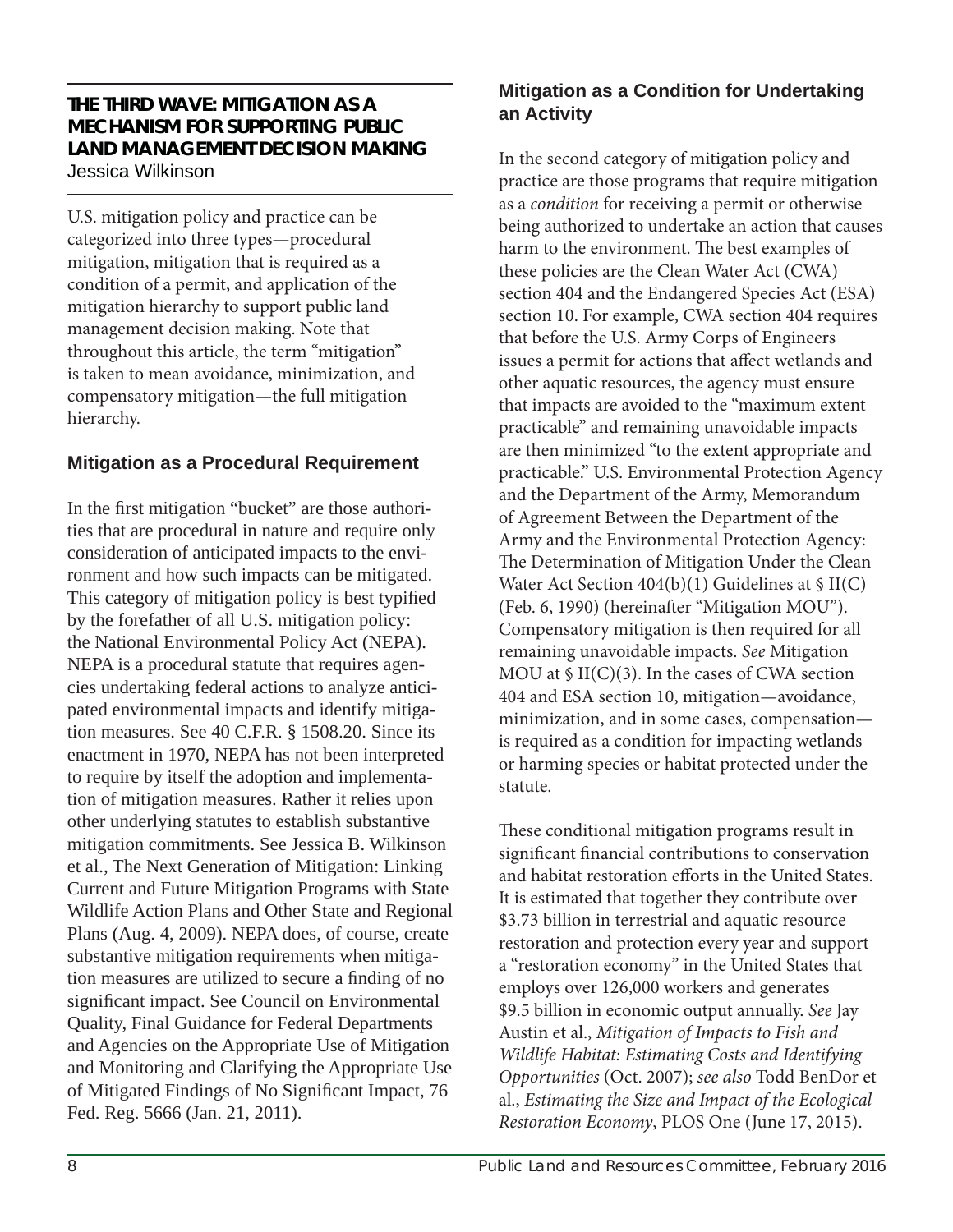## THE THIRD WAVE: MITIGATION AS A MECHANISM FOR SUPPORTING PUBLIC LAND MANAGEMENT DECISION MAKING

Jessica Wilkinson

U.S. mitigation policy and practice can be categorized into three types—procedural mitigation, mitigation that is required as a condition of a permit, and application of the mitigation hierarchy to support public land management decision making. Note that throughout this article, the term "mitigation" is taken to mean avoidance, minimization, and compensatory mitigation—the full mitigation hierarchy.

### Mitigation as a Procedural Requirement

In the first mitigation "bucket" are those authorities that are procedural in nature and require only consideration of anticipated impacts to the environment and how such impacts can be mitigated. This category of mitigation policy is best typified by the forefather of all U.S. mitigation policy: the National Environmental Policy Act (NEPA). NEPA is a procedural statute that requires agencies undertaking federal actions to analyze anticipated environmental impacts and identify mitigation measures. See 40 C.F.R. § 1508.20. Since its enactment in 1970, NEPA has not been interpreted to require by itself the adoption and implementation of mitigation measures. Rather it relies upon other underlying statutes to establish substantive mitigation commitments. See Jessica B. Wilkinson et al., The Next Generation of Mitigation: Linking Current and Future Mitigation Programs with State Wildlife Action Plans and Other State and Regional Plans (Aug. 4, 2009). NEPA does, of course, create substantive mitigation requirements when mitigation measures are utilized to secure a finding of no significant impact. See Council on Environmental Quality, Final Guidance for Federal Departments and Agencies on the Appropriate Use of Mitigation and Monitoring and Clarifying the Appropriate Use of Mitigated Findings of No Significant Impact, 76 Fed. Reg. 5666 (Jan. 21, 2011).

### Mitigation as a Condition for Undertaking an Activity

In the second category of mitigation policy and practice are those programs that require mitigation as a *condition* for receiving a permit or otherwise being authorized to undertake an action that causes harm to the environment. The best examples of these policies are the Clean Water Act (CWA) section 404 and the Endangered Species Act (ESA) section 10. For example, CWA section 404 requires that before the U.S. Army Corps of Engineers issues a permit for actions that affect wetlands and other aquatic resources, the agency must ensure that impacts are avoided to the "maximum extent practicable" and remaining unavoidable impacts are then minimized "to the extent appropriate and practicable." U.S. Environmental Protection Agency and the Department of the Army, Memorandum of Agreement Between the Department of the Army and the Environmental Protection Agency: The Determination of Mitigation Under the Clean Water Act Section 404(b)(1) Guidelines at § II(C) (Feb. 6, 1990) (hereinafter "Mitigation MOU"). Compensatory mitigation is then required for all remaining unavoidable impacts. *See* Mitigation MOU at § II(C)(3). In the cases of CWA section 404 and ESA section 10, mitigation—avoidance, minimization, and in some cases, compensation—is required as a condition for impacting wetlands or harming species or habitat protected under the statute.

These conditional mitigation programs result in significant financial contributions to conservation and habitat restoration efforts in the United States. It is estimated that together they contribute over \$3.73 billion in terrestrial and aquatic resource restoration and protection every year and support a "restoration economy" in the United States that employs over 126,000 workers and generates \$9.5 billion in economic output annually. *See* Jay Austin et al., *Mitigation of Impacts to Fish and Wildlife Habitat: Estimating Costs and Identifying Opportunities* (Oct. 2007); *see also* Todd BenDor et al., *Estimating the Size and Impact of the Ecological Restoration Economy*, PLOS One (June 17, 2015).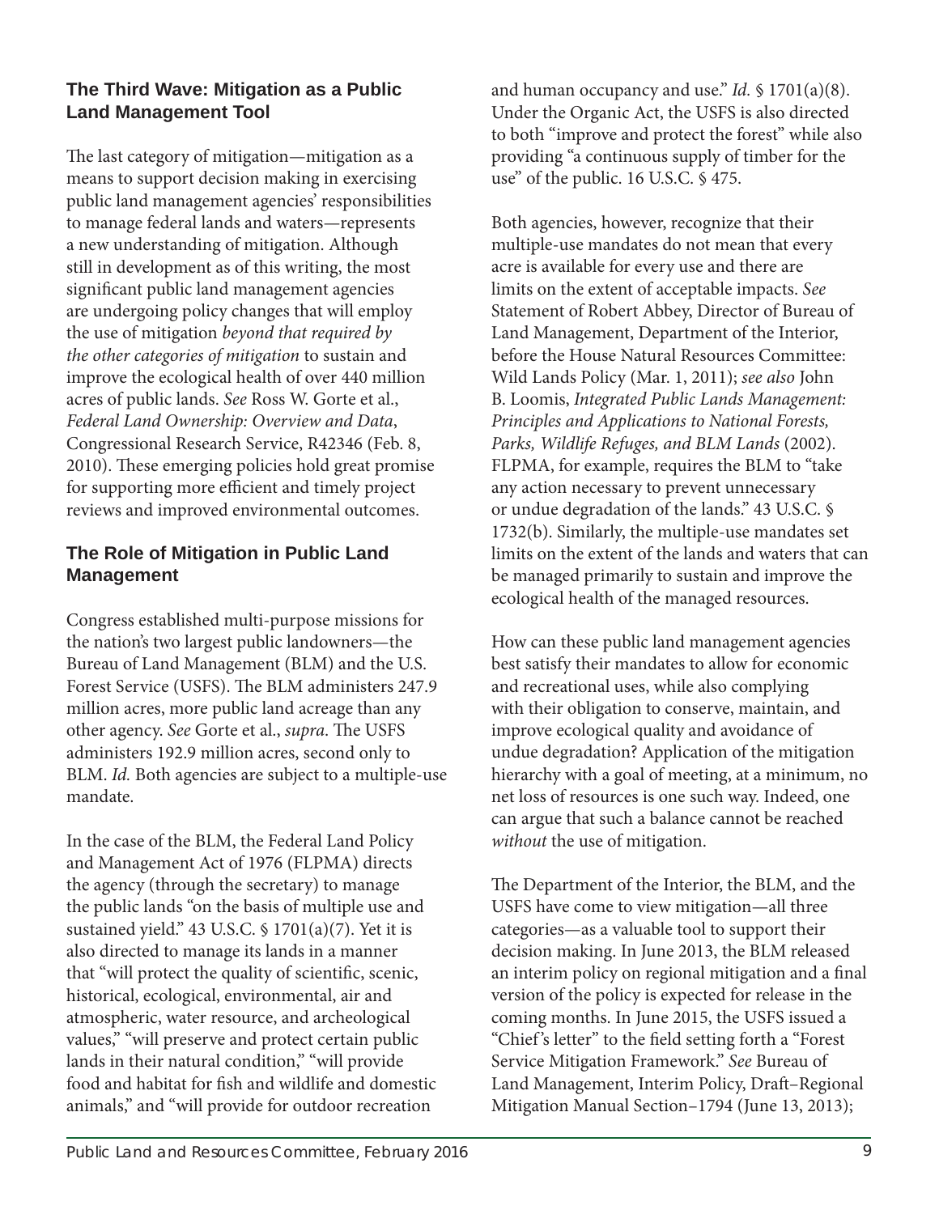## The Third Wave: Mitigation as a Public Land Management Tool

The last category of mitigation—mitigation as a means to support decision making in exercising public land management agencies' responsibilities to manage federal lands and waters—represents a new understanding of mitigation. Although still in development as of this writing, the most significant public land management agencies are undergoing policy changes that will employ the use of mitigation *beyond that required by the other categories of mitigation* to sustain and improve the ecological health of over 440 million acres of public lands. *See* Ross W. Gorte et al., *Federal Land Ownership: Overview and Data*, Congressional Research Service, R42346 (Feb. 8, 2010). These emerging policies hold great promise for supporting more efficient and timely project reviews and improved environmental outcomes.

## The Role of Mitigation in Public Land Management

Congress established multi-purpose missions for the nation's two largest public landowners—the Bureau of Land Management (BLM) and the U.S. Forest Service (USFS). The BLM administers 247.9 million acres, more public land acreage than any other agency. *See* Gorte et al., *supra*. The USFS administers 192.9 million acres, second only to BLM. *Id.* Both agencies are subject to a multiple-use mandate.

In the case of the BLM, the Federal Land Policy and Management Act of 1976 (FLPMA) directs the agency (through the secretary) to manage the public lands "on the basis of multiple use and sustained yield." 43 U.S.C. § 1701(a)(7). Yet it is also directed to manage its lands in a manner that "will protect the quality of scientific, scenic, historical, ecological, environmental, air and atmospheric, water resource, and archeological values," "will preserve and protect certain public lands in their natural condition," "will provide food and habitat for fish and wildlife and domestic animals," and "will provide for outdoor recreation and human occupancy and use." *Id.* § 1701(a)(8). Under the Organic Act, the USFS is also directed to both "improve and protect the forest" while also providing "a continuous supply of timber for the use" of the public. 16 U.S.C. § 475.

Both agencies, however, recognize that their multiple-use mandates do not mean that every acre is available for every use and there are limits on the extent of acceptable impacts. *See* Statement of Robert Abbey, Director of Bureau of Land Management, Department of the Interior, before the House Natural Resources Committee: Wild Lands Policy (Mar. 1, 2011); *see also* John B. Loomis, *Integrated Public Lands Management: Principles and Applications to National Forests, Parks, Wildlife Refuges, and BLM Lands* (2002). FLPMA, for example, requires the BLM to "take any action necessary to prevent unnecessary or undue degradation of the lands." 43 U.S.C. § 1732(b). Similarly, the multiple-use mandates set limits on the extent of the lands and waters that can be managed primarily to sustain and improve the ecological health of the managed resources.

How can these public land management agencies best satisfy their mandates to allow for economic and recreational uses, while also complying with their obligation to conserve, maintain, and improve ecological quality and avoidance of undue degradation? Application of the mitigation hierarchy with a goal of meeting, at a minimum, no net loss of resources is one such way. Indeed, one can argue that such a balance cannot be reached *without* the use of mitigation.

The Department of the Interior, the BLM, and the USFS have come to view mitigation—all three categories—as a valuable tool to support their decision making. In June 2013, the BLM released an interim policy on regional mitigation and a final version of the policy is expected for release in the coming months. In June 2015, the USFS issued a "Chief's letter" to the field setting forth a "Forest Service Mitigation Framework." *See* Bureau of Land Management, Interim Policy, Draft–Regional Mitigation Manual Section–1794 (June 13, 2013);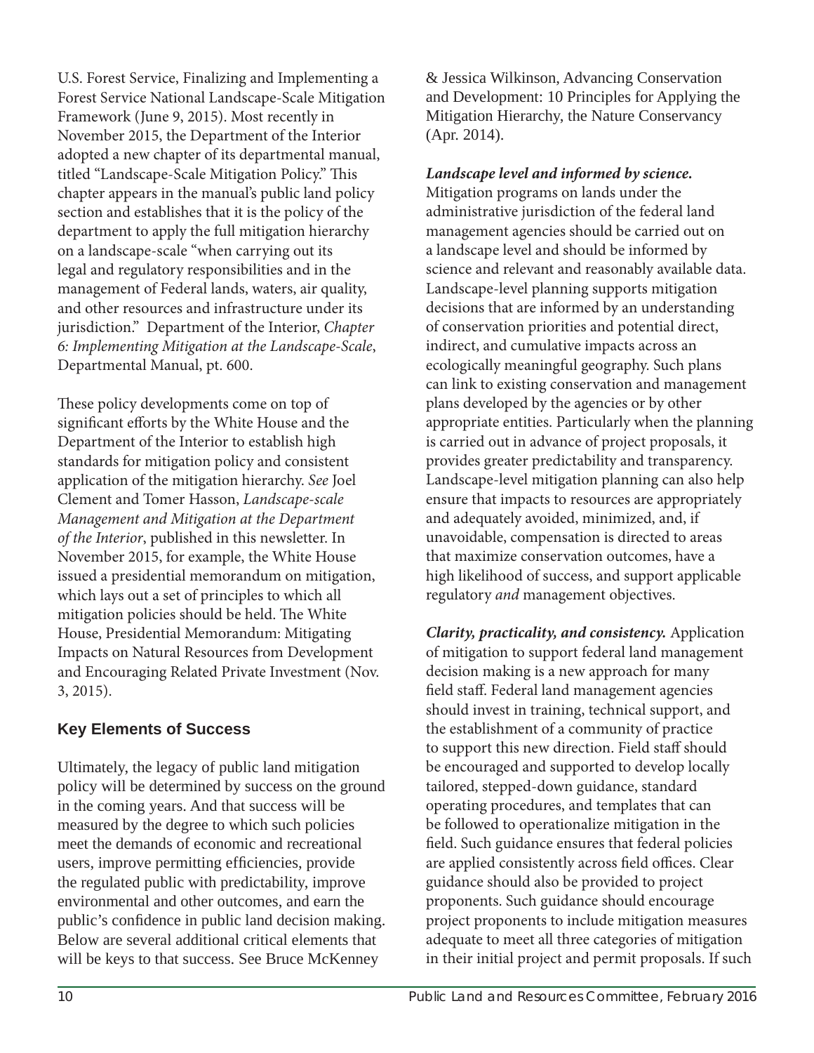U.S. Forest Service, Finalizing and Implementing a Forest Service National Landscape-Scale Mitigation Framework (June 9, 2015). Most recently in November 2015, the Department of the Interior adopted a new chapter of its departmental manual, titled "Landscape-Scale Mitigation Policy." This chapter appears in the manual's public land policy section and establishes that it is the policy of the department to apply the full mitigation hierarchy on a landscape-scale "when carrying out its legal and regulatory responsibilities and in the management of Federal lands, waters, air quality, and other resources and infrastructure under its jurisdiction." Department of the Interior, *Chapter 6: Implementing Mitigation at the Landscape-Scale*, Departmental Manual, pt. 600.

These policy developments come on top of significant efforts by the White House and the Department of the Interior to establish high standards for mitigation policy and consistent application of the mitigation hierarchy. *See* Joel Clement and Tomer Hasson, *Landscape-scale Management and Mitigation at the Department of the Interior*, published in this newsletter. In November 2015, for example, the White House issued a presidential memorandum on mitigation, which lays out a set of principles to which all mitigation policies should be held. The White House, Presidential Memorandum: Mitigating Impacts on Natural Resources from Development and Encouraging Related Private Investment (Nov. 3, 2015).

## Key Elements of Success

Ultimately, the legacy of public land mitigation policy will be determined by success on the ground in the coming years. And that success will be measured by the degree to which such policies meet the demands of economic and recreational users, improve permitting efficiencies, provide the regulated public with predictability, improve environmental and other outcomes, and earn the public's confidence in public land decision making. Below are several additional critical elements that will be keys to that success. See Bruce McKenney & Jessica Wilkinson, Advancing Conservation and Development: 10 Principles for Applying the Mitigation Hierarchy, the Nature Conservancy (Apr. 2014).

***Landscape level and informed by science.*** Mitigation programs on lands under the administrative jurisdiction of the federal land management agencies should be carried out on a landscape level and should be informed by science and relevant and reasonably available data. Landscape-level planning supports mitigation decisions that are informed by an understanding of conservation priorities and potential direct, indirect, and cumulative impacts across an ecologically meaningful geography. Such plans can link to existing conservation and management plans developed by the agencies or by other appropriate entities. Particularly when the planning is carried out in advance of project proposals, it provides greater predictability and transparency. Landscape-level mitigation planning can also help ensure that impacts to resources are appropriately and adequately avoided, minimized, and, if unavoidable, compensation is directed to areas that maximize conservation outcomes, have a high likelihood of success, and support applicable regulatory *and* management objectives.

***Clarity, practicality, and consistency.*** Application of mitigation to support federal land management decision making is a new approach for many field staff. Federal land management agencies should invest in training, technical support, and the establishment of a community of practice to support this new direction. Field staff should be encouraged and supported to develop locally tailored, stepped-down guidance, standard operating procedures, and templates that can be followed to operationalize mitigation in the field. Such guidance ensures that federal policies are applied consistently across field offices. Clear guidance should also be provided to project proponents. Such guidance should encourage project proponents to include mitigation measures adequate to meet all three categories of mitigation in their initial project and permit proposals. If such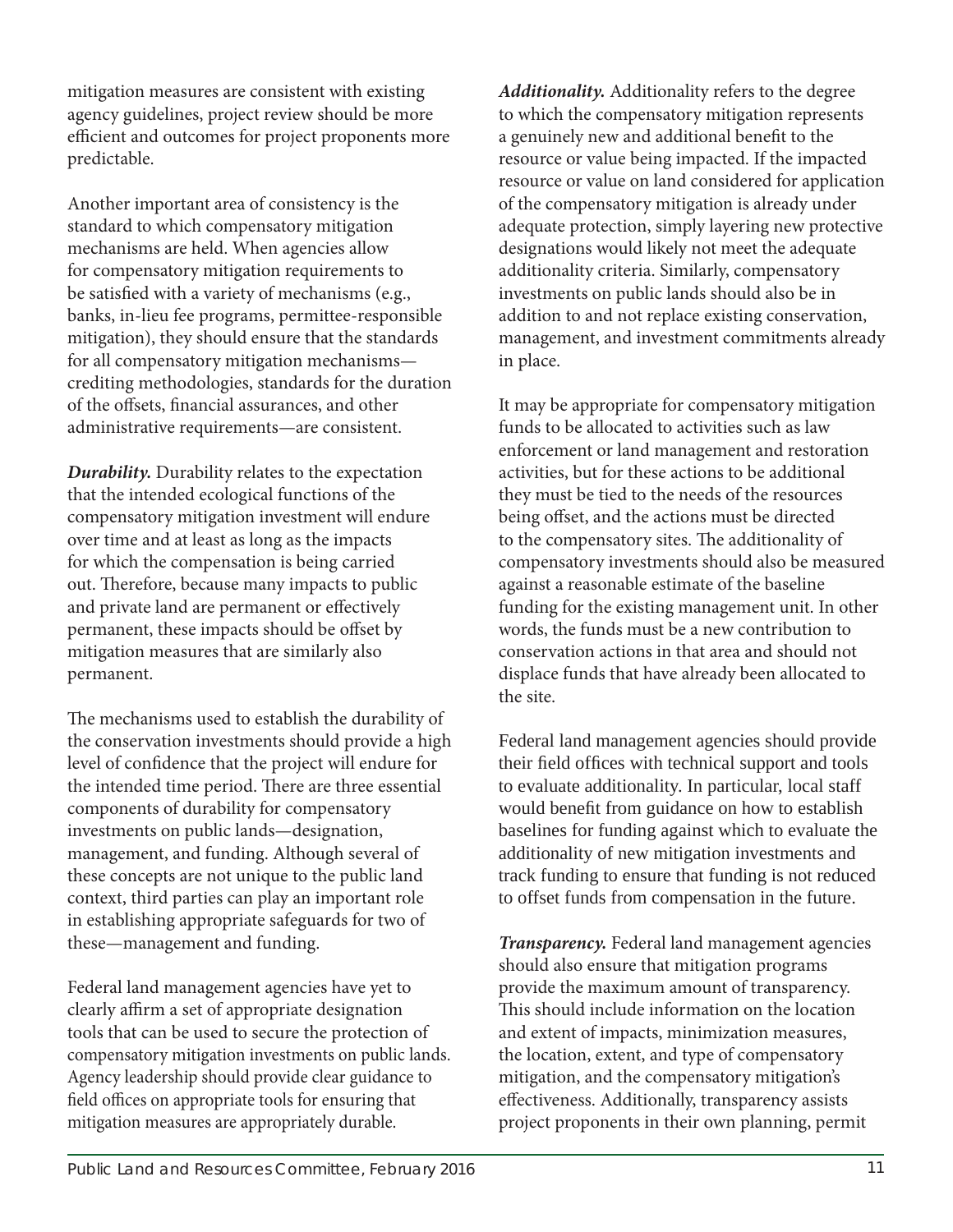mitigation measures are consistent with existing agency guidelines, project review should be more efficient and outcomes for project proponents more predictable.

Another important area of consistency is the standard to which compensatory mitigation mechanisms are held. When agencies allow for compensatory mitigation requirements to be satisfied with a variety of mechanisms (e.g., banks, in-lieu fee programs, permittee-responsible mitigation), they should ensure that the standards for all compensatory mitigation mechanisms—crediting methodologies, standards for the duration of the offsets, financial assurances, and other administrative requirements—are consistent.

***Durability.*** Durability relates to the expectation that the intended ecological functions of the compensatory mitigation investment will endure over time and at least as long as the impacts for which the compensation is being carried out. Therefore, because many impacts to public and private land are permanent or effectively permanent, these impacts should be offset by mitigation measures that are similarly also permanent.

The mechanisms used to establish the durability of the conservation investments should provide a high level of confidence that the project will endure for the intended time period. There are three essential components of durability for compensatory investments on public lands—designation, management, and funding. Although several of these concepts are not unique to the public land context, third parties can play an important role in establishing appropriate safeguards for two of these—management and funding.

Federal land management agencies have yet to clearly affirm a set of appropriate designation tools that can be used to secure the protection of compensatory mitigation investments on public lands. Agency leadership should provide clear guidance to field offices on appropriate tools for ensuring that mitigation measures are appropriately durable.

***Additionality.*** Additionality refers to the degree to which the compensatory mitigation represents a genuinely new and additional benefit to the resource or value being impacted. If the impacted resource or value on land considered for application of the compensatory mitigation is already under adequate protection, simply layering new protective designations would likely not meet the adequate additionality criteria. Similarly, compensatory investments on public lands should also be in addition to and not replace existing conservation, management, and investment commitments already in place.

It may be appropriate for compensatory mitigation funds to be allocated to activities such as law enforcement or land management and restoration activities, but for these actions to be additional they must be tied to the needs of the resources being offset, and the actions must be directed to the compensatory sites. The additionality of compensatory investments should also be measured against a reasonable estimate of the baseline funding for the existing management unit. In other words, the funds must be a new contribution to conservation actions in that area and should not displace funds that have already been allocated to the site.

Federal land management agencies should provide their field offices with technical support and tools to evaluate additionality. In particular, local staff would benefit from guidance on how to establish baselines for funding against which to evaluate the additionality of new mitigation investments and track funding to ensure that funding is not reduced to offset funds from compensation in the future.

***Transparency.*** Federal land management agencies should also ensure that mitigation programs provide the maximum amount of transparency. This should include information on the location and extent of impacts, minimization measures, the location, extent, and type of compensatory mitigation, and the compensatory mitigation's effectiveness. Additionally, transparency assists project proponents in their own planning, permit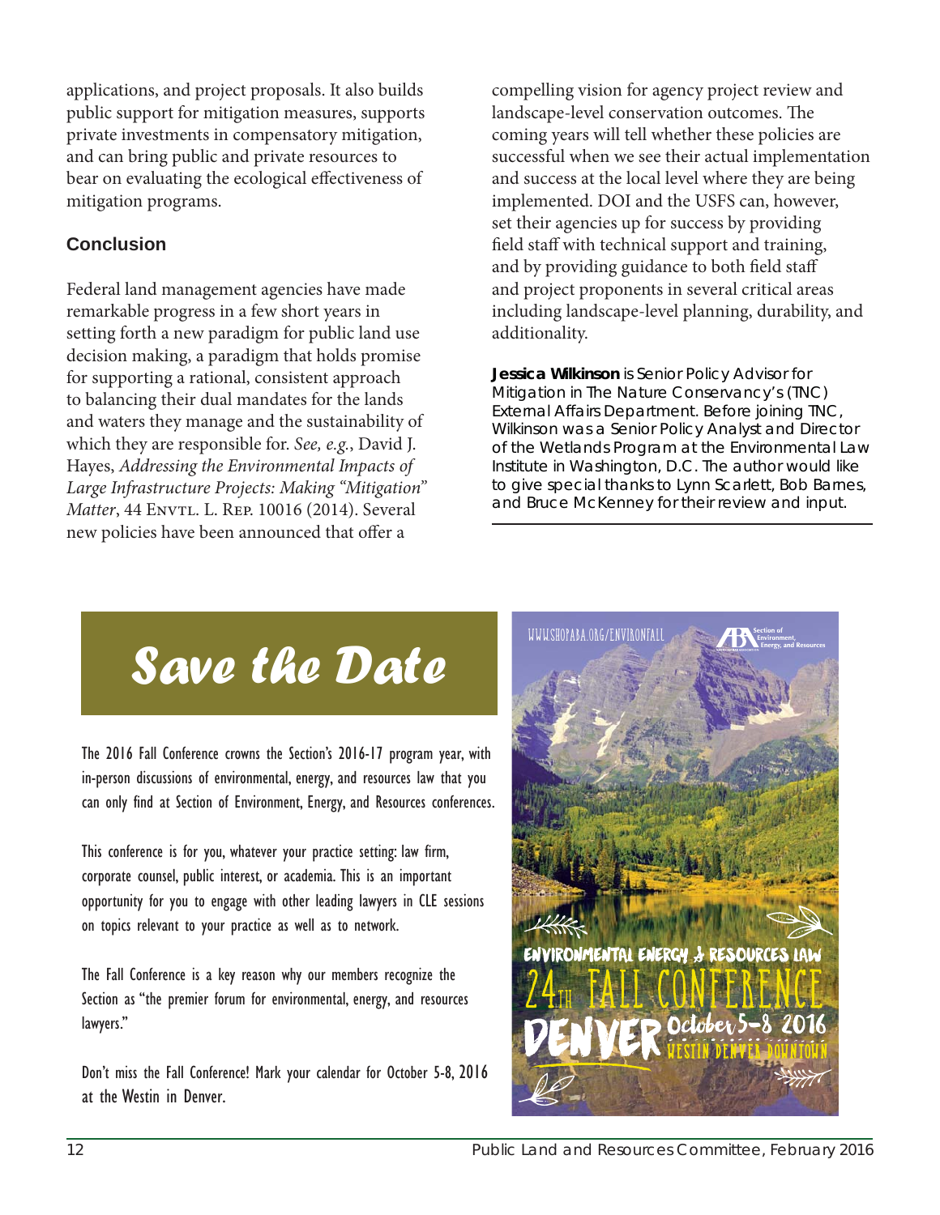applications, and project proposals. It also builds public support for mitigation measures, supports private investments in compensatory mitigation, and can bring public and private resources to bear on evaluating the ecological effectiveness of mitigation programs.

### Conclusion

Federal land management agencies have made remarkable progress in a few short years in setting forth a new paradigm for public land use decision making, a paradigm that holds promise for supporting a rational, consistent approach to balancing their dual mandates for the lands and waters they manage and the sustainability of which they are responsible for. *See, e.g.*, David J. Hayes, *Addressing the Environmental Impacts of Large Infrastructure Projects: Making "Mitigation" Matter*, 44 Envtl. L. Rep. 10016 (2014). Several new policies have been announced that offer a compelling vision for agency project review and landscape-level conservation outcomes. The coming years will tell whether these policies are successful when we see their actual implementation and success at the local level where they are being implemented. DOI and the USFS can, however, set their agencies up for success by providing field staff with technical support and training, and by providing guidance to both field staff and project proponents in several critical areas including landscape-level planning, durability, and additionality.

**Jessica Wilkinson** is Senior Policy Advisor for Mitigation in The Nature Conservancy's (TNC) External Affairs Department. Before joining TNC, Wilkinson was a Senior Policy Analyst and Director of the Wetlands Program at the Environmental Law Institute in Washington, D.C. The author would like to give special thanks to Lynn Scarlett, Bob Barnes, and Bruce McKenney for their review and input.

---

## *Save the Date*

The 2016 Fall Conference crowns the Section's 2016-17 program year, with in-person discussions of environmental, energy, and resources law that you can only find at Section of Environment, Energy, and Resources conferences.

This conference is for you, whatever your practice setting: law firm, corporate counsel, public interest, or academia. This is an important opportunity for you to engage with other leading lawyers in CLE sessions on topics relevant to your practice as well as to network.

The Fall Conference is a key reason why our members recognize the Section as "the premier forum for environmental, energy, and resources lawyers."

Don't miss the Fall Conference! Mark your calendar for October 5-8, 2016 at the Westin in Denver.

WWW.SHOPABA.ORG/ENVIRONFALL

Section of Environment, Energy, and Resources

ENVIRONMENTAL ENERGY & RESOURCES LAW

24TH FALL CONFERENCE

DENVER October 5–8 2016

WESTIN DENVER DOWNTOWN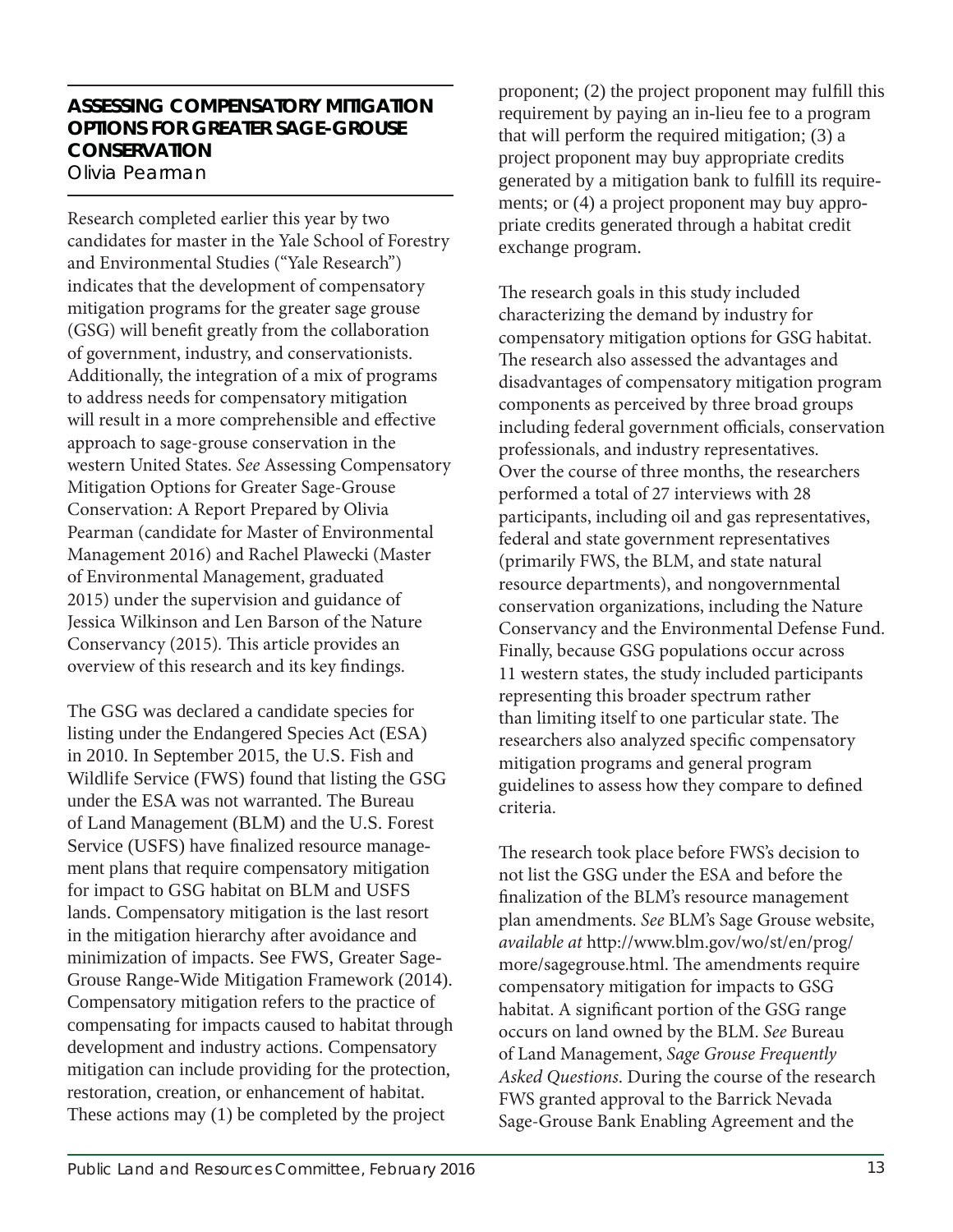## ASSESSING COMPENSATORY MITIGATION OPTIONS FOR GREATER SAGE-GROUSE CONSERVATION

Olivia Pearman

Research completed earlier this year by two candidates for master in the Yale School of Forestry and Environmental Studies ("Yale Research") indicates that the development of compensatory mitigation programs for the greater sage grouse (GSG) will benefit greatly from the collaboration of government, industry, and conservationists. Additionally, the integration of a mix of programs to address needs for compensatory mitigation will result in a more comprehensible and effective approach to sage-grouse conservation in the western United States. *See* Assessing Compensatory Mitigation Options for Greater Sage-Grouse Conservation: A Report Prepared by Olivia Pearman (candidate for Master of Environmental Management 2016) and Rachel Plawecki (Master of Environmental Management, graduated 2015) under the supervision and guidance of Jessica Wilkinson and Len Barson of the Nature Conservancy (2015). This article provides an overview of this research and its key findings.

The GSG was declared a candidate species for listing under the Endangered Species Act (ESA) in 2010. In September 2015, the U.S. Fish and Wildlife Service (FWS) found that listing the GSG under the ESA was not warranted. The Bureau of Land Management (BLM) and the U.S. Forest Service (USFS) have finalized resource management plans that require compensatory mitigation for impact to GSG habitat on BLM and USFS lands. Compensatory mitigation is the last resort in the mitigation hierarchy after avoidance and minimization of impacts. See FWS, Greater Sage-Grouse Range-Wide Mitigation Framework (2014). Compensatory mitigation refers to the practice of compensating for impacts caused to habitat through development and industry actions. Compensatory mitigation can include providing for the protection, restoration, creation, or enhancement of habitat. These actions may (1) be completed by the project proponent; (2) the project proponent may fulfill this requirement by paying an in-lieu fee to a program that will perform the required mitigation; (3) a project proponent may buy appropriate credits generated by a mitigation bank to fulfill its requirements; or (4) a project proponent may buy appropriate credits generated through a habitat credit exchange program.

The research goals in this study included characterizing the demand by industry for compensatory mitigation options for GSG habitat. The research also assessed the advantages and disadvantages of compensatory mitigation program components as perceived by three broad groups including federal government officials, conservation professionals, and industry representatives. Over the course of three months, the researchers performed a total of 27 interviews with 28 participants, including oil and gas representatives, federal and state government representatives (primarily FWS, the BLM, and state natural resource departments), and nongovernmental conservation organizations, including the Nature Conservancy and the Environmental Defense Fund. Finally, because GSG populations occur across 11 western states, the study included participants representing this broader spectrum rather than limiting itself to one particular state. The researchers also analyzed specific compensatory mitigation programs and general program guidelines to assess how they compare to defined criteria.

The research took place before FWS's decision to not list the GSG under the ESA and before the finalization of the BLM's resource management plan amendments. *See* BLM's Sage Grouse website, *available at* http://www.blm.gov/wo/st/en/prog/more/sagegrouse.html. The amendments require compensatory mitigation for impacts to GSG habitat. A significant portion of the GSG range occurs on land owned by the BLM. *See* Bureau of Land Management, *Sage Grouse Frequently Asked Questions*. During the course of the research FWS granted approval to the Barrick Nevada Sage-Grouse Bank Enabling Agreement and the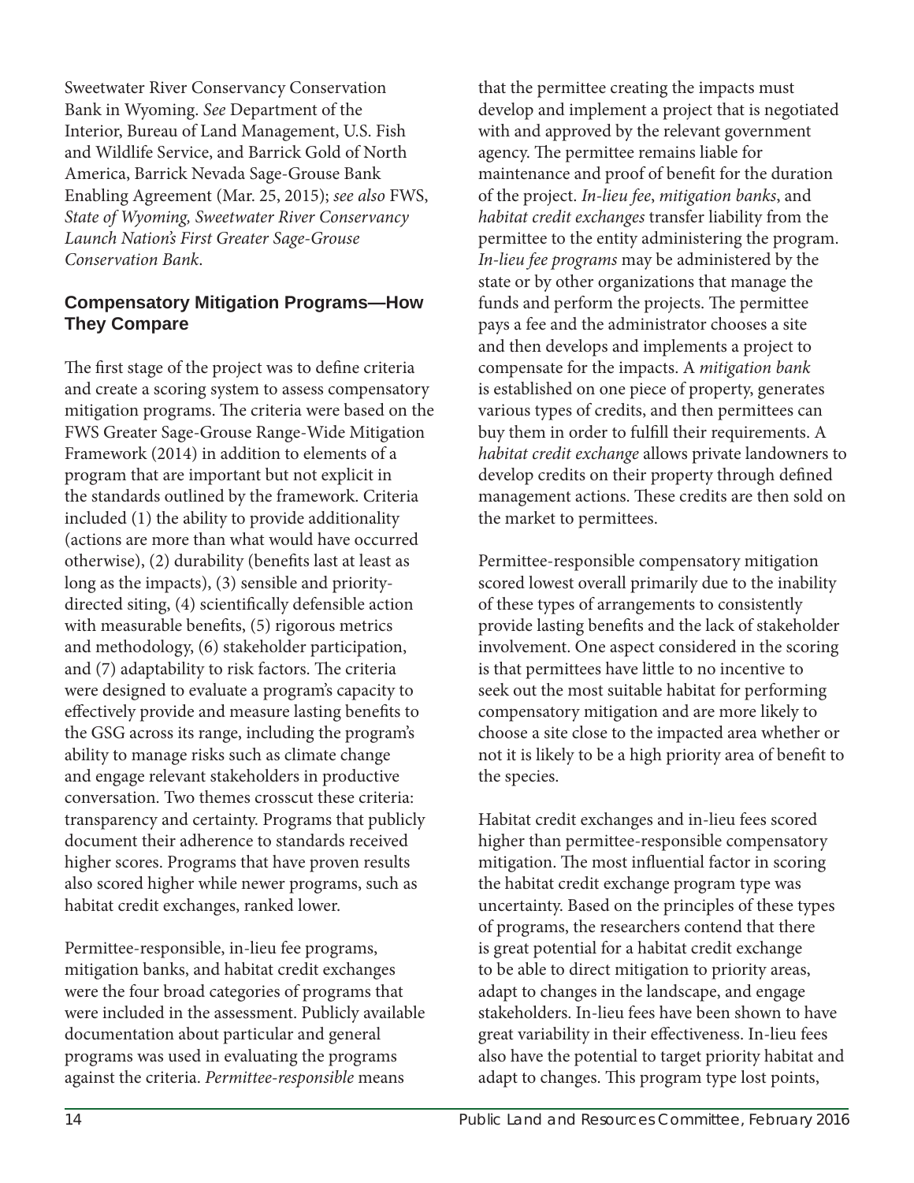Sweetwater River Conservancy Conservation Bank in Wyoming. *See* Department of the Interior, Bureau of Land Management, U.S. Fish and Wildlife Service, and Barrick Gold of North America, Barrick Nevada Sage-Grouse Bank Enabling Agreement (Mar. 25, 2015); *see also* FWS, *State of Wyoming, Sweetwater River Conservancy Launch Nation's First Greater Sage-Grouse Conservation Bank*.

## Compensatory Mitigation Programs—How They Compare

The first stage of the project was to define criteria and create a scoring system to assess compensatory mitigation programs. The criteria were based on the FWS Greater Sage-Grouse Range-Wide Mitigation Framework (2014) in addition to elements of a program that are important but not explicit in the standards outlined by the framework. Criteria included (1) the ability to provide additionality (actions are more than what would have occurred otherwise), (2) durability (benefits last at least as long as the impacts), (3) sensible and priority-directed siting, (4) scientifically defensible action with measurable benefits, (5) rigorous metrics and methodology, (6) stakeholder participation, and (7) adaptability to risk factors. The criteria were designed to evaluate a program's capacity to effectively provide and measure lasting benefits to the GSG across its range, including the program's ability to manage risks such as climate change and engage relevant stakeholders in productive conversation. Two themes crosscut these criteria: transparency and certainty. Programs that publicly document their adherence to standards received higher scores. Programs that have proven results also scored higher while newer programs, such as habitat credit exchanges, ranked lower.

Permittee-responsible, in-lieu fee programs, mitigation banks, and habitat credit exchanges were the four broad categories of programs that were included in the assessment. Publicly available documentation about particular and general programs was used in evaluating the programs against the criteria. *Permittee-responsible* means that the permittee creating the impacts must develop and implement a project that is negotiated with and approved by the relevant government agency. The permittee remains liable for maintenance and proof of benefit for the duration of the project. *In-lieu fee*, *mitigation banks*, and *habitat credit exchanges* transfer liability from the permittee to the entity administering the program. *In-lieu fee programs* may be administered by the state or by other organizations that manage the funds and perform the projects. The permittee pays a fee and the administrator chooses a site and then develops and implements a project to compensate for the impacts. A *mitigation bank* is established on one piece of property, generates various types of credits, and then permittees can buy them in order to fulfill their requirements. A *habitat credit exchange* allows private landowners to develop credits on their property through defined management actions. These credits are then sold on the market to permittees.

Permittee-responsible compensatory mitigation scored lowest overall primarily due to the inability of these types of arrangements to consistently provide lasting benefits and the lack of stakeholder involvement. One aspect considered in the scoring is that permittees have little to no incentive to seek out the most suitable habitat for performing compensatory mitigation and are more likely to choose a site close to the impacted area whether or not it is likely to be a high priority area of benefit to the species.

Habitat credit exchanges and in-lieu fees scored higher than permittee-responsible compensatory mitigation. The most influential factor in scoring the habitat credit exchange program type was uncertainty. Based on the principles of these types of programs, the researchers contend that there is great potential for a habitat credit exchange to be able to direct mitigation to priority areas, adapt to changes in the landscape, and engage stakeholders. In-lieu fees have been shown to have great variability in their effectiveness. In-lieu fees also have the potential to target priority habitat and adapt to changes. This program type lost points,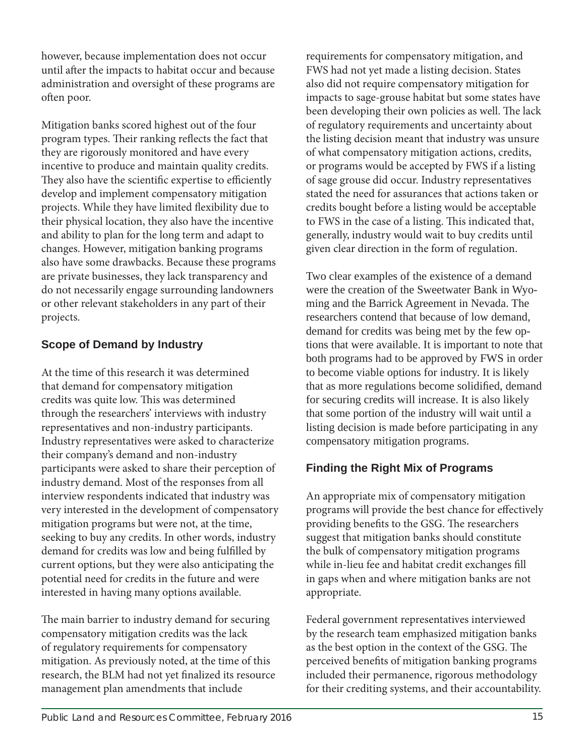however, because implementation does not occur until after the impacts to habitat occur and because administration and oversight of these programs are often poor.

Mitigation banks scored highest out of the four program types. Their ranking reflects the fact that they are rigorously monitored and have every incentive to produce and maintain quality credits. They also have the scientific expertise to efficiently develop and implement compensatory mitigation projects. While they have limited flexibility due to their physical location, they also have the incentive and ability to plan for the long term and adapt to changes. However, mitigation banking programs also have some drawbacks. Because these programs are private businesses, they lack transparency and do not necessarily engage surrounding landowners or other relevant stakeholders in any part of their projects.

### Scope of Demand by Industry

At the time of this research it was determined that demand for compensatory mitigation credits was quite low. This was determined through the researchers' interviews with industry representatives and non-industry participants. Industry representatives were asked to characterize their company's demand and non-industry participants were asked to share their perception of industry demand. Most of the responses from all interview respondents indicated that industry was very interested in the development of compensatory mitigation programs but were not, at the time, seeking to buy any credits. In other words, industry demand for credits was low and being fulfilled by current options, but they were also anticipating the potential need for credits in the future and were interested in having many options available.

The main barrier to industry demand for securing compensatory mitigation credits was the lack of regulatory requirements for compensatory mitigation. As previously noted, at the time of this research, the BLM had not yet finalized its resource management plan amendments that include requirements for compensatory mitigation, and FWS had not yet made a listing decision. States also did not require compensatory mitigation for impacts to sage-grouse habitat but some states have been developing their own policies as well. The lack of regulatory requirements and uncertainty about the listing decision meant that industry was unsure of what compensatory mitigation actions, credits, or programs would be accepted by FWS if a listing of sage grouse did occur. Industry representatives stated the need for assurances that actions taken or credits bought before a listing would be acceptable to FWS in the case of a listing. This indicated that, generally, industry would wait to buy credits until given clear direction in the form of regulation.

Two clear examples of the existence of a demand were the creation of the Sweetwater Bank in Wyoming and the Barrick Agreement in Nevada. The researchers contend that because of low demand, demand for credits was being met by the few options that were available. It is important to note that both programs had to be approved by FWS in order to become viable options for industry. It is likely that as more regulations become solidified, demand for securing credits will increase. It is also likely that some portion of the industry will wait until a listing decision is made before participating in any compensatory mitigation programs.

### Finding the Right Mix of Programs

An appropriate mix of compensatory mitigation programs will provide the best chance for effectively providing benefits to the GSG. The researchers suggest that mitigation banks should constitute the bulk of compensatory mitigation programs while in-lieu fee and habitat credit exchanges fill in gaps when and where mitigation banks are not appropriate.

Federal government representatives interviewed by the research team emphasized mitigation banks as the best option in the context of the GSG. The perceived benefits of mitigation banking programs included their permanence, rigorous methodology for their crediting systems, and their accountability.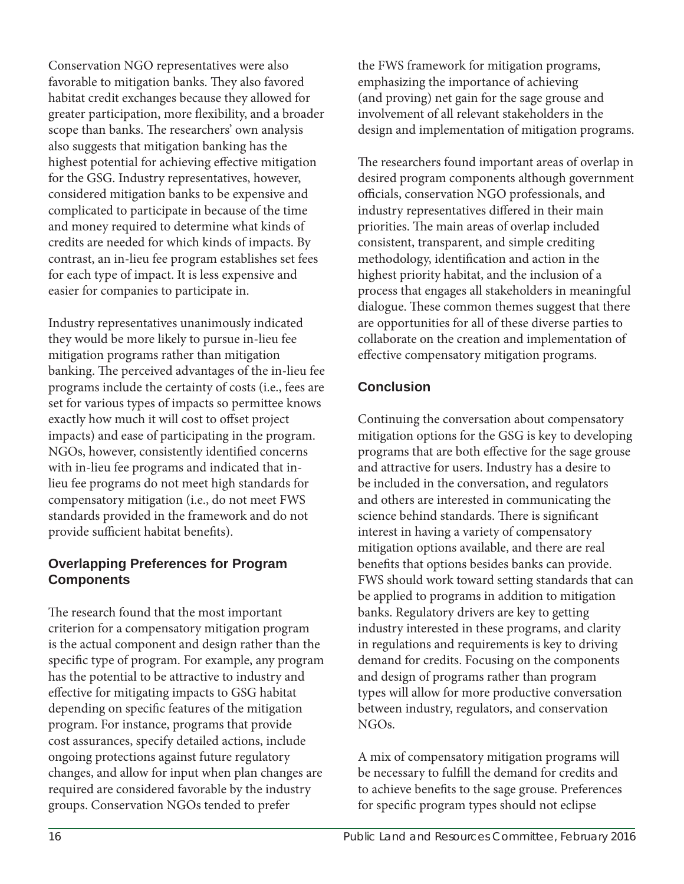Conservation NGO representatives were also favorable to mitigation banks. They also favored habitat credit exchanges because they allowed for greater participation, more flexibility, and a broader scope than banks. The researchers' own analysis also suggests that mitigation banking has the highest potential for achieving effective mitigation for the GSG. Industry representatives, however, considered mitigation banks to be expensive and complicated to participate in because of the time and money required to determine what kinds of credits are needed for which kinds of impacts. By contrast, an in-lieu fee program establishes set fees for each type of impact. It is less expensive and easier for companies to participate in.

Industry representatives unanimously indicated they would be more likely to pursue in-lieu fee mitigation programs rather than mitigation banking. The perceived advantages of the in-lieu fee programs include the certainty of costs (i.e., fees are set for various types of impacts so permittee knows exactly how much it will cost to offset project impacts) and ease of participating in the program. NGOs, however, consistently identified concerns with in-lieu fee programs and indicated that in-lieu fee programs do not meet high standards for compensatory mitigation (i.e., do not meet FWS standards provided in the framework and do not provide sufficient habitat benefits).

## Overlapping Preferences for Program Components

The research found that the most important criterion for a compensatory mitigation program is the actual component and design rather than the specific type of program. For example, any program has the potential to be attractive to industry and effective for mitigating impacts to GSG habitat depending on specific features of the mitigation program. For instance, programs that provide cost assurances, specify detailed actions, include ongoing protections against future regulatory changes, and allow for input when plan changes are required are considered favorable by the industry groups. Conservation NGOs tended to prefer the FWS framework for mitigation programs, emphasizing the importance of achieving (and proving) net gain for the sage grouse and involvement of all relevant stakeholders in the design and implementation of mitigation programs.

The researchers found important areas of overlap in desired program components although government officials, conservation NGO professionals, and industry representatives differed in their main priorities. The main areas of overlap included consistent, transparent, and simple crediting methodology, identification and action in the highest priority habitat, and the inclusion of a process that engages all stakeholders in meaningful dialogue. These common themes suggest that there are opportunities for all of these diverse parties to collaborate on the creation and implementation of effective compensatory mitigation programs.

## Conclusion

Continuing the conversation about compensatory mitigation options for the GSG is key to developing programs that are both effective for the sage grouse and attractive for users. Industry has a desire to be included in the conversation, and regulators and others are interested in communicating the science behind standards. There is significant interest in having a variety of compensatory mitigation options available, and there are real benefits that options besides banks can provide. FWS should work toward setting standards that can be applied to programs in addition to mitigation banks. Regulatory drivers are key to getting industry interested in these programs, and clarity in regulations and requirements is key to driving demand for credits. Focusing on the components and design of programs rather than program types will allow for more productive conversation between industry, regulators, and conservation NGOs.

A mix of compensatory mitigation programs will be necessary to fulfill the demand for credits and to achieve benefits to the sage grouse. Preferences for specific program types should not eclipse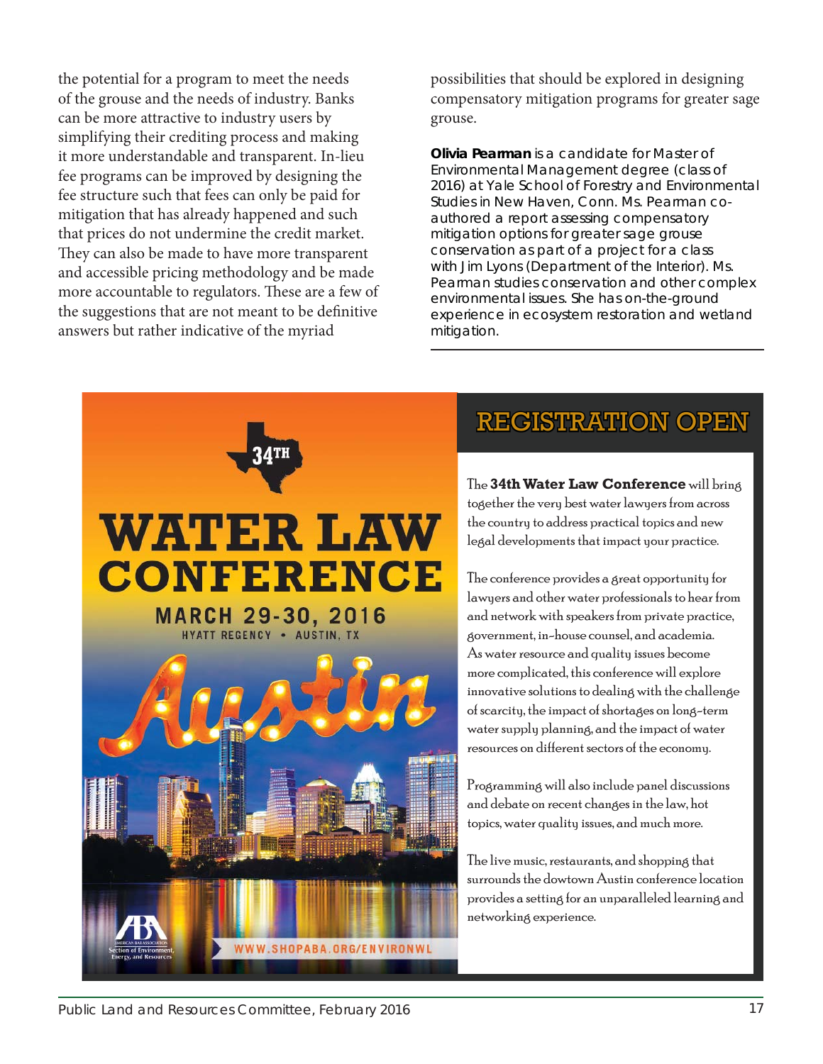the potential for a program to meet the needs of the grouse and the needs of industry. Banks can be more attractive to industry users by simplifying their crediting process and making it more understandable and transparent. In-lieu fee programs can be improved by designing the fee structure such that fees can only be paid for mitigation that has already happened and such that prices do not undermine the credit market. They can also be made to have more transparent and accessible pricing methodology and be made more accountable to regulators. These are a few of the suggestions that are not meant to be definitive answers but rather indicative of the myriad possibilities that should be explored in designing compensatory mitigation programs for greater sage grouse.

**Olivia Pearman** is a candidate for Master of Environmental Management degree (class of 2016) at Yale School of Forestry and Environmental Studies in New Haven, Conn. Ms. Pearman co-authored a report assessing compensatory mitigation options for greater sage grouse conservation as part of a project for a class with Jim Lyons (Department of the Interior). Ms. Pearman studies conservation and other complex environmental issues. She has on-the-ground experience in ecosystem restoration and wetland mitigation.

---

34TH

# WATER LAW CONFERENCE

MARCH 29-30, 2016

HYATT REGENCY • AUSTIN, TX

Austin

American Bar Association Section of Environment, Energy, and Resources

WWW.SHOPABA.ORG/ENVIRONWL

## REGISTRATION OPEN

The **34th Water Law Conference** will bring together the very best water lawyers from across the country to address practical topics and new legal developments that impact your practice.

The conference provides a great opportunity for lawyers and other water professionals to hear from and network with speakers from private practice, government, in-house counsel, and academia. As water resource and quality issues become more complicated, this conference will explore innovative solutions to dealing with the challenge of scarcity, the impact of shortages on long-term water supply planning, and the impact of water resources on different sectors of the economy.

Programming will also include panel discussions and debate on recent changes in the law, hot topics, water quality issues, and much more.

The live music, restaurants, and shopping that surrounds the dowtown Austin conference location provides a setting for an unparalleled learning and networking experience.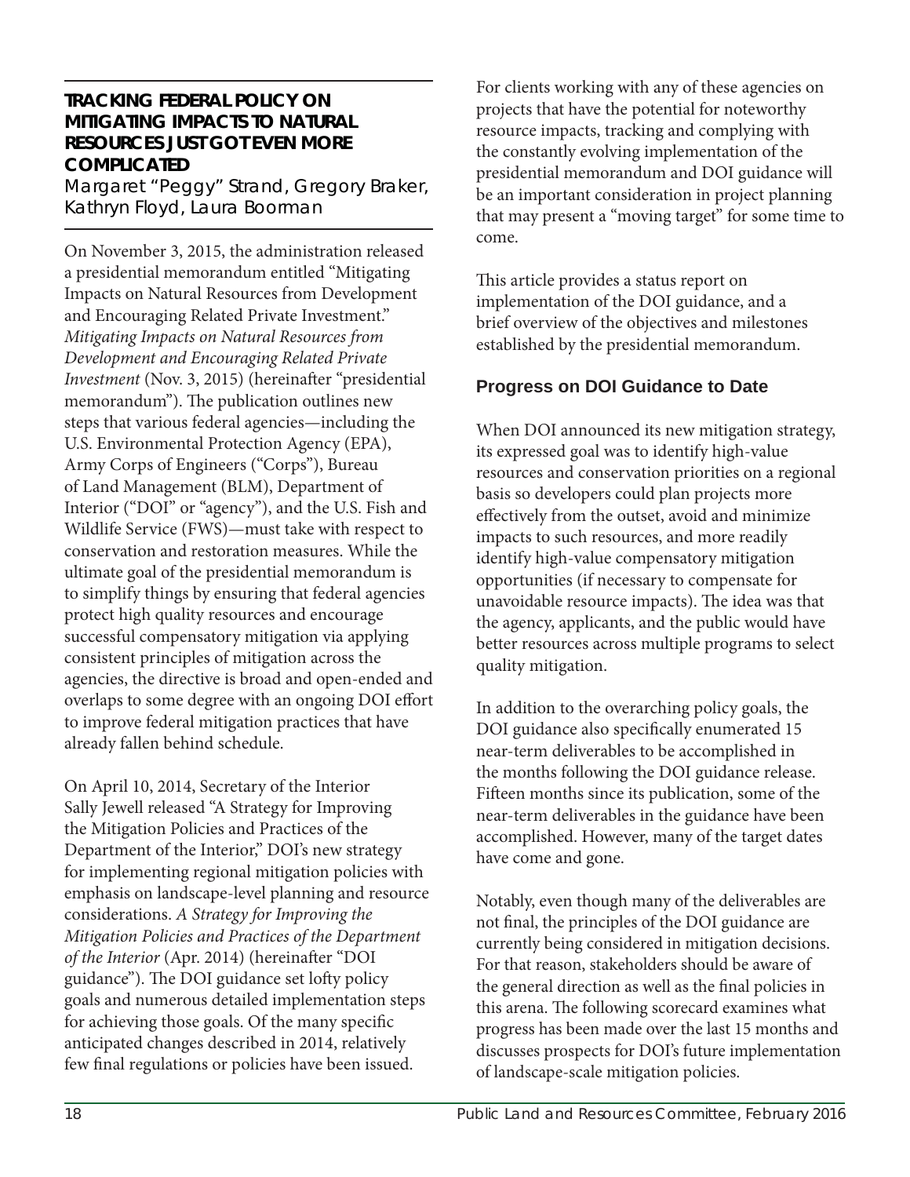## TRACKING FEDERAL POLICY ON MITIGATING IMPACTS TO NATURAL RESOURCES JUST GOT EVEN MORE COMPLICATED

Margaret "Peggy" Strand, Gregory Braker, Kathryn Floyd, Laura Boorman

On November 3, 2015, the administration released a presidential memorandum entitled "Mitigating Impacts on Natural Resources from Development and Encouraging Related Private Investment." *Mitigating Impacts on Natural Resources from Development and Encouraging Related Private Investment* (Nov. 3, 2015) (hereinafter "presidential memorandum"). The publication outlines new steps that various federal agencies—including the U.S. Environmental Protection Agency (EPA), Army Corps of Engineers ("Corps"), Bureau of Land Management (BLM), Department of Interior ("DOI" or "agency"), and the U.S. Fish and Wildlife Service (FWS)—must take with respect to conservation and restoration measures. While the ultimate goal of the presidential memorandum is to simplify things by ensuring that federal agencies protect high quality resources and encourage successful compensatory mitigation via applying consistent principles of mitigation across the agencies, the directive is broad and open-ended and overlaps to some degree with an ongoing DOI effort to improve federal mitigation practices that have already fallen behind schedule.

On April 10, 2014, Secretary of the Interior Sally Jewell released "A Strategy for Improving the Mitigation Policies and Practices of the Department of the Interior," DOI's new strategy for implementing regional mitigation policies with emphasis on landscape-level planning and resource considerations. *A Strategy for Improving the Mitigation Policies and Practices of the Department of the Interior* (Apr. 2014) (hereinafter "DOI guidance"). The DOI guidance set lofty policy goals and numerous detailed implementation steps for achieving those goals. Of the many specific anticipated changes described in 2014, relatively few final regulations or policies have been issued.

For clients working with any of these agencies on projects that have the potential for noteworthy resource impacts, tracking and complying with the constantly evolving implementation of the presidential memorandum and DOI guidance will be an important consideration in project planning that may present a "moving target" for some time to come.

This article provides a status report on implementation of the DOI guidance, and a brief overview of the objectives and milestones established by the presidential memorandum.

### Progress on DOI Guidance to Date

When DOI announced its new mitigation strategy, its expressed goal was to identify high-value resources and conservation priorities on a regional basis so developers could plan projects more effectively from the outset, avoid and minimize impacts to such resources, and more readily identify high-value compensatory mitigation opportunities (if necessary to compensate for unavoidable resource impacts). The idea was that the agency, applicants, and the public would have better resources across multiple programs to select quality mitigation.

In addition to the overarching policy goals, the DOI guidance also specifically enumerated 15 near-term deliverables to be accomplished in the months following the DOI guidance release. Fifteen months since its publication, some of the near-term deliverables in the guidance have been accomplished. However, many of the target dates have come and gone.

Notably, even though many of the deliverables are not final, the principles of the DOI guidance are currently being considered in mitigation decisions. For that reason, stakeholders should be aware of the general direction as well as the final policies in this arena. The following scorecard examines what progress has been made over the last 15 months and discusses prospects for DOI's future implementation of landscape-scale mitigation policies.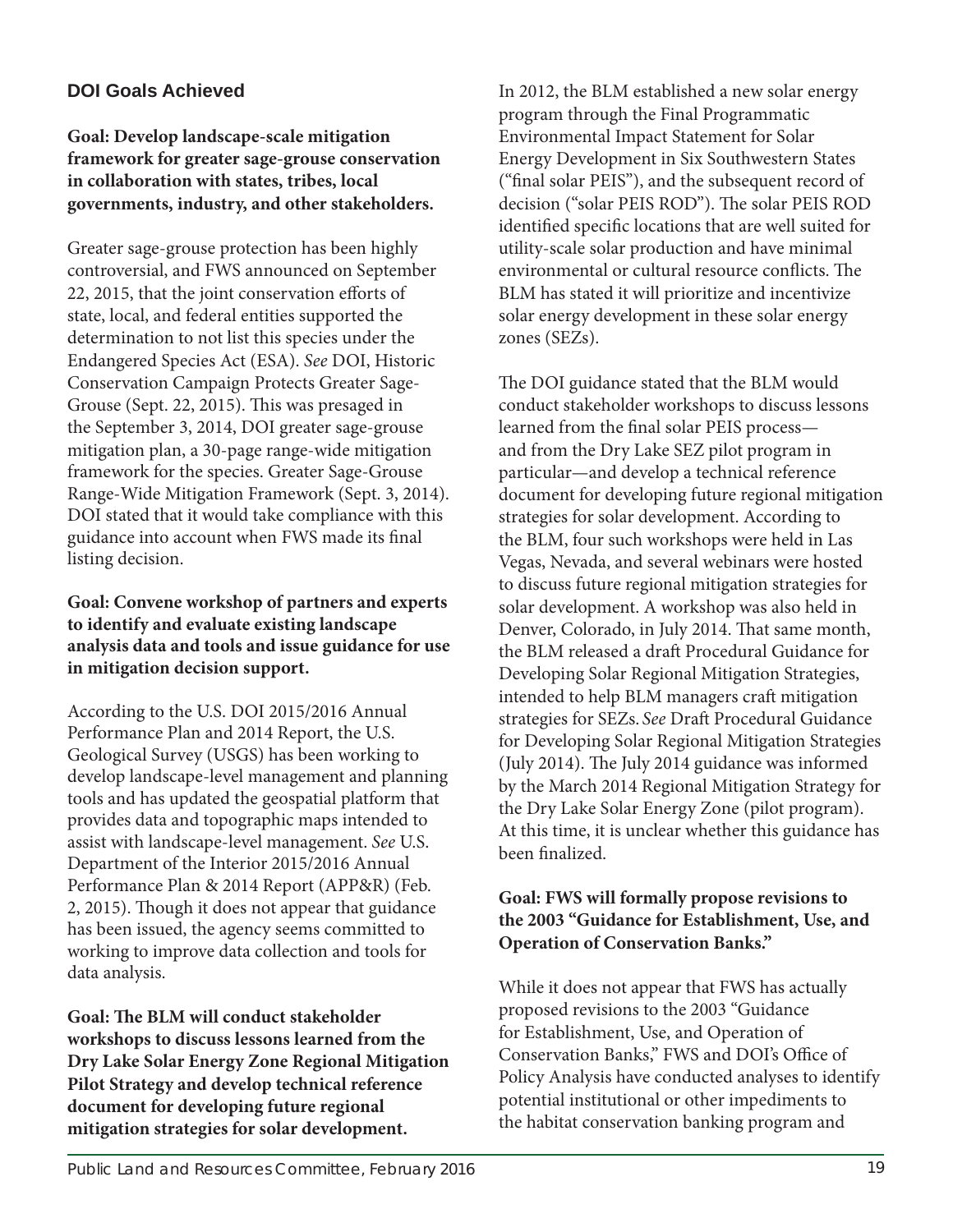### DOI Goals Achieved

**Goal: Develop landscape-scale mitigation framework for greater sage-grouse conservation in collaboration with states, tribes, local governments, industry, and other stakeholders.**

Greater sage-grouse protection has been highly controversial, and FWS announced on September 22, 2015, that the joint conservation efforts of state, local, and federal entities supported the determination to not list this species under the Endangered Species Act (ESA). *See* DOI, Historic Conservation Campaign Protects Greater Sage-Grouse (Sept. 22, 2015). This was presaged in the September 3, 2014, DOI greater sage-grouse mitigation plan, a 30-page range-wide mitigation framework for the species. Greater Sage-Grouse Range-Wide Mitigation Framework (Sept. 3, 2014). DOI stated that it would take compliance with this guidance into account when FWS made its final listing decision.

**Goal: Convene workshop of partners and experts to identify and evaluate existing landscape analysis data and tools and issue guidance for use in mitigation decision support.**

According to the U.S. DOI 2015/2016 Annual Performance Plan and 2014 Report, the U.S. Geological Survey (USGS) has been working to develop landscape-level management and planning tools and has updated the geospatial platform that provides data and topographic maps intended to assist with landscape-level management. *See* U.S. Department of the Interior 2015/2016 Annual Performance Plan & 2014 Report (APP&R) (Feb. 2, 2015). Though it does not appear that guidance has been issued, the agency seems committed to working to improve data collection and tools for data analysis.

**Goal: The BLM will conduct stakeholder workshops to discuss lessons learned from the Dry Lake Solar Energy Zone Regional Mitigation Pilot Strategy and develop technical reference document for developing future regional mitigation strategies for solar development.**

In 2012, the BLM established a new solar energy program through the Final Programmatic Environmental Impact Statement for Solar Energy Development in Six Southwestern States ("final solar PEIS"), and the subsequent record of decision ("solar PEIS ROD"). The solar PEIS ROD identified specific locations that are well suited for utility-scale solar production and have minimal environmental or cultural resource conflicts. The BLM has stated it will prioritize and incentivize solar energy development in these solar energy zones (SEZs).

The DOI guidance stated that the BLM would conduct stakeholder workshops to discuss lessons learned from the final solar PEIS process—and from the Dry Lake SEZ pilot program in particular—and develop a technical reference document for developing future regional mitigation strategies for solar development. According to the BLM, four such workshops were held in Las Vegas, Nevada, and several webinars were hosted to discuss future regional mitigation strategies for solar development. A workshop was also held in Denver, Colorado, in July 2014. That same month, the BLM released a draft Procedural Guidance for Developing Solar Regional Mitigation Strategies, intended to help BLM managers craft mitigation strategies for SEZs. *See* Draft Procedural Guidance for Developing Solar Regional Mitigation Strategies (July 2014). The July 2014 guidance was informed by the March 2014 Regional Mitigation Strategy for the Dry Lake Solar Energy Zone (pilot program). At this time, it is unclear whether this guidance has been finalized.

**Goal: FWS will formally propose revisions to the 2003 "Guidance for Establishment, Use, and Operation of Conservation Banks."**

While it does not appear that FWS has actually proposed revisions to the 2003 "Guidance for Establishment, Use, and Operation of Conservation Banks," FWS and DOI's Office of Policy Analysis have conducted analyses to identify potential institutional or other impediments to the habitat conservation banking program and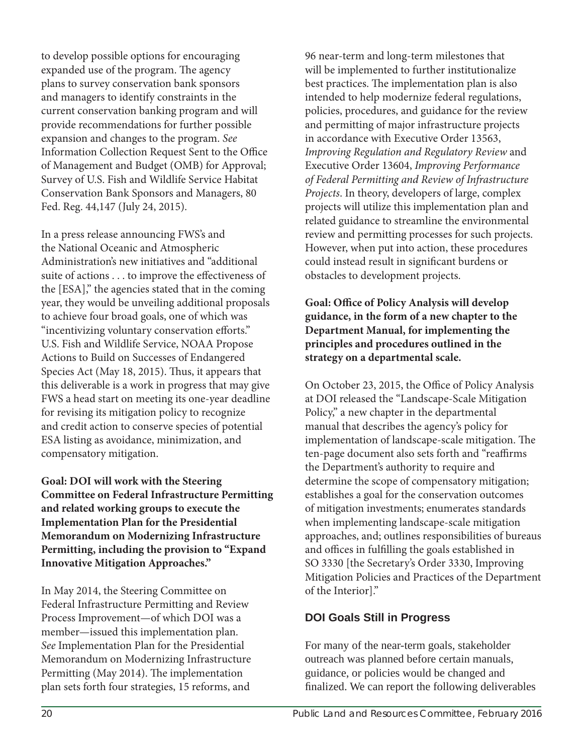to develop possible options for encouraging expanded use of the program. The agency plans to survey conservation bank sponsors and managers to identify constraints in the current conservation banking program and will provide recommendations for further possible expansion and changes to the program. *See* Information Collection Request Sent to the Office of Management and Budget (OMB) for Approval; Survey of U.S. Fish and Wildlife Service Habitat Conservation Bank Sponsors and Managers, 80 Fed. Reg. 44,147 (July 24, 2015).

In a press release announcing FWS's and the National Oceanic and Atmospheric Administration's new initiatives and "additional suite of actions . . . to improve the effectiveness of the [ESA]," the agencies stated that in the coming year, they would be unveiling additional proposals to achieve four broad goals, one of which was "incentivizing voluntary conservation efforts." U.S. Fish and Wildlife Service, NOAA Propose Actions to Build on Successes of Endangered Species Act (May 18, 2015). Thus, it appears that this deliverable is a work in progress that may give FWS a head start on meeting its one-year deadline for revising its mitigation policy to recognize and credit action to conserve species of potential ESA listing as avoidance, minimization, and compensatory mitigation.

**Goal: DOI will work with the Steering Committee on Federal Infrastructure Permitting and related working groups to execute the Implementation Plan for the Presidential Memorandum on Modernizing Infrastructure Permitting, including the provision to "Expand Innovative Mitigation Approaches."**

In May 2014, the Steering Committee on Federal Infrastructure Permitting and Review Process Improvement—of which DOI was a member—issued this implementation plan. *See* Implementation Plan for the Presidential Memorandum on Modernizing Infrastructure Permitting (May 2014). The implementation plan sets forth four strategies, 15 reforms, and 96 near-term and long-term milestones that will be implemented to further institutionalize best practices. The implementation plan is also intended to help modernize federal regulations, policies, procedures, and guidance for the review and permitting of major infrastructure projects in accordance with Executive Order 13563, *Improving Regulation and Regulatory Review* and Executive Order 13604, *Improving Performance of Federal Permitting and Review of Infrastructure Projects*. In theory, developers of large, complex projects will utilize this implementation plan and related guidance to streamline the environmental review and permitting processes for such projects. However, when put into action, these procedures could instead result in significant burdens or obstacles to development projects.

**Goal: Office of Policy Analysis will develop guidance, in the form of a new chapter to the Department Manual, for implementing the principles and procedures outlined in the strategy on a departmental scale.**

On October 23, 2015, the Office of Policy Analysis at DOI released the "Landscape-Scale Mitigation Policy," a new chapter in the departmental manual that describes the agency's policy for implementation of landscape-scale mitigation. The ten-page document also sets forth and "reaffirms the Department's authority to require and determine the scope of compensatory mitigation; establishes a goal for the conservation outcomes of mitigation investments; enumerates standards when implementing landscape-scale mitigation approaches, and; outlines responsibilities of bureaus and offices in fulfilling the goals established in SO 3330 [the Secretary's Order 3330, Improving Mitigation Policies and Practices of the Department of the Interior]."

## DOI Goals Still in Progress

For many of the near-term goals, stakeholder outreach was planned before certain manuals, guidance, or policies would be changed and finalized. We can report the following deliverables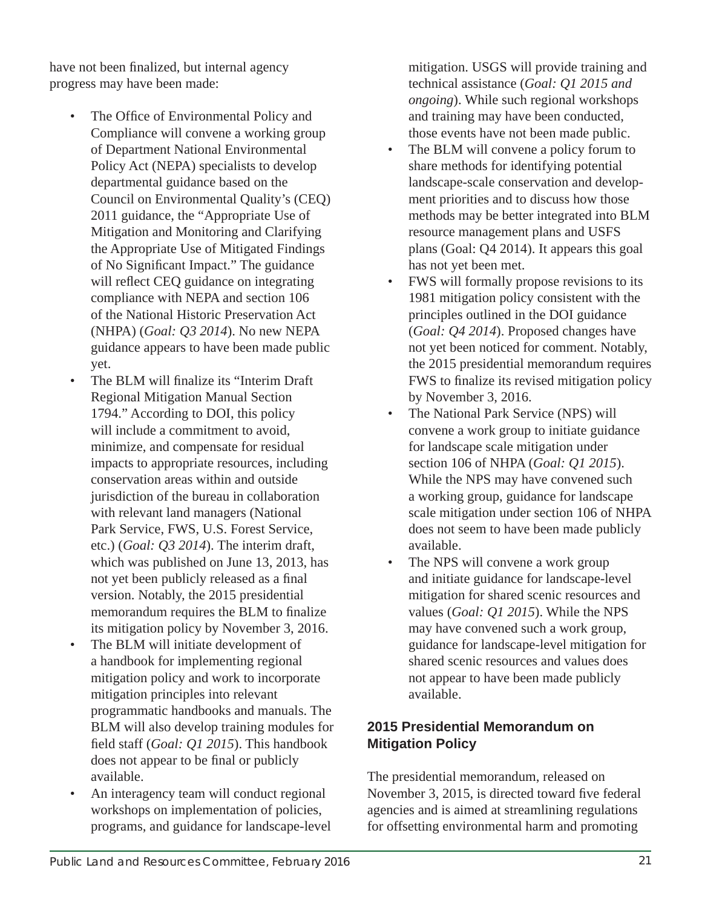have not been finalized, but internal agency progress may have been made:

- The Office of Environmental Policy and Compliance will convene a working group of Department National Environmental Policy Act (NEPA) specialists to develop departmental guidance based on the Council on Environmental Quality's (CEQ) 2011 guidance, the "Appropriate Use of Mitigation and Monitoring and Clarifying the Appropriate Use of Mitigated Findings of No Significant Impact." The guidance will reflect CEQ guidance on integrating compliance with NEPA and section 106 of the National Historic Preservation Act (NHPA) (*Goal: Q3 2014*). No new NEPA guidance appears to have been made public yet.
- The BLM will finalize its "Interim Draft Regional Mitigation Manual Section 1794." According to DOI, this policy will include a commitment to avoid, minimize, and compensate for residual impacts to appropriate resources, including conservation areas within and outside jurisdiction of the bureau in collaboration with relevant land managers (National Park Service, FWS, U.S. Forest Service, etc.) (*Goal: Q3 2014*). The interim draft, which was published on June 13, 2013, has not yet been publicly released as a final version. Notably, the 2015 presidential memorandum requires the BLM to finalize its mitigation policy by November 3, 2016.
- The BLM will initiate development of a handbook for implementing regional mitigation policy and work to incorporate mitigation principles into relevant programmatic handbooks and manuals. The BLM will also develop training modules for field staff (*Goal: Q1 2015*). This handbook does not appear to be final or publicly available.
- An interagency team will conduct regional workshops on implementation of policies, programs, and guidance for landscape-level mitigation. USGS will provide training and technical assistance (*Goal: Q1 2015 and ongoing*). While such regional workshops and training may have been conducted, those events have not been made public.
- The BLM will convene a policy forum to share methods for identifying potential landscape-scale conservation and development priorities and to discuss how those methods may be better integrated into BLM resource management plans and USFS plans (Goal: Q4 2014). It appears this goal has not yet been met.
- FWS will formally propose revisions to its 1981 mitigation policy consistent with the principles outlined in the DOI guidance (*Goal: Q4 2014*). Proposed changes have not yet been noticed for comment. Notably, the 2015 presidential memorandum requires FWS to finalize its revised mitigation policy by November 3, 2016.
- The National Park Service (NPS) will convene a work group to initiate guidance for landscape scale mitigation under section 106 of NHPA (*Goal: Q1 2015*). While the NPS may have convened such a working group, guidance for landscape scale mitigation under section 106 of NHPA does not seem to have been made publicly available.
- The NPS will convene a work group and initiate guidance for landscape-level mitigation for shared scenic resources and values (*Goal: Q1 2015*). While the NPS may have convened such a work group, guidance for landscape-level mitigation for shared scenic resources and values does not appear to have been made publicly available.

### 2015 Presidential Memorandum on Mitigation Policy

The presidential memorandum, released on November 3, 2015, is directed toward five federal agencies and is aimed at streamlining regulations for offsetting environmental harm and promoting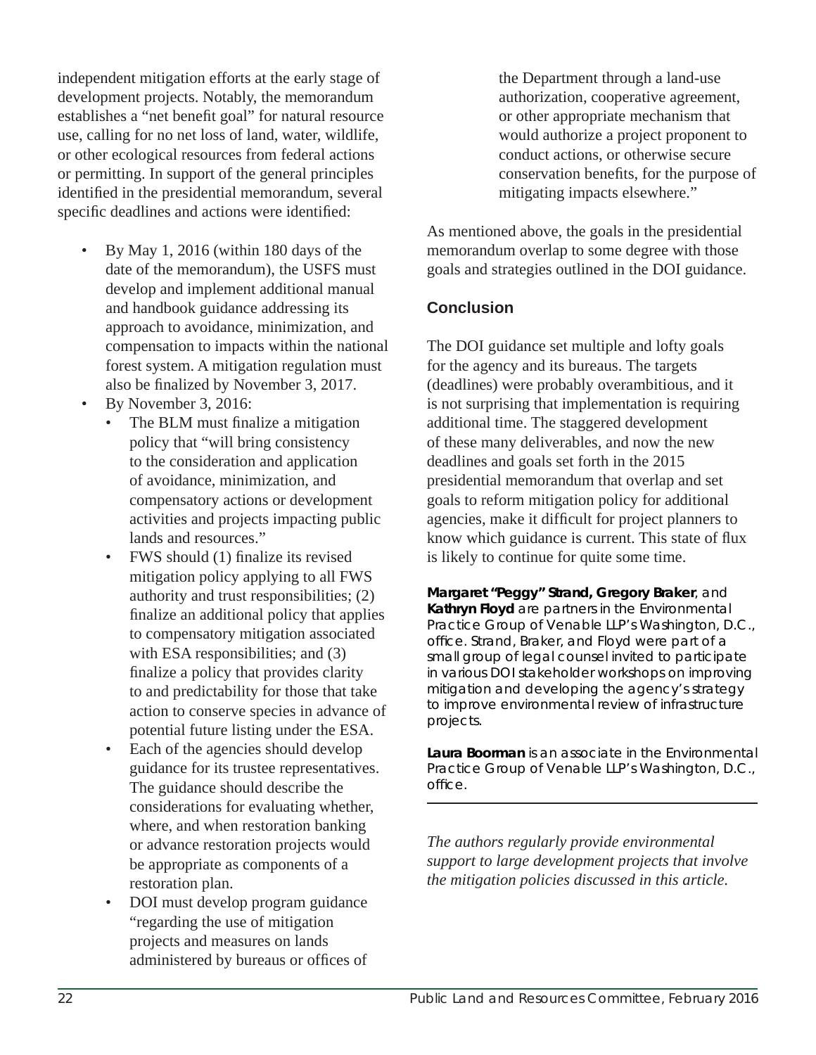independent mitigation efforts at the early stage of development projects. Notably, the memorandum establishes a "net benefit goal" for natural resource use, calling for no net loss of land, water, wildlife, or other ecological resources from federal actions or permitting. In support of the general principles identified in the presidential memorandum, several specific deadlines and actions were identified:

- By May 1, 2016 (within 180 days of the date of the memorandum), the USFS must develop and implement additional manual and handbook guidance addressing its approach to avoidance, minimization, and compensation to impacts within the national forest system. A mitigation regulation must also be finalized by November 3, 2017.
- By November 3, 2016:
  - The BLM must finalize a mitigation policy that "will bring consistency to the consideration and application of avoidance, minimization, and compensatory actions or development activities and projects impacting public lands and resources."
  - FWS should (1) finalize its revised mitigation policy applying to all FWS authority and trust responsibilities; (2) finalize an additional policy that applies to compensatory mitigation associated with ESA responsibilities; and (3) finalize a policy that provides clarity to and predictability for those that take action to conserve species in advance of potential future listing under the ESA.
  - Each of the agencies should develop guidance for its trustee representatives. The guidance should describe the considerations for evaluating whether, where, and when restoration banking or advance restoration projects would be appropriate as components of a restoration plan.
  - DOI must develop program guidance "regarding the use of mitigation projects and measures on lands administered by bureaus or offices of the Department through a land-use authorization, cooperative agreement, or other appropriate mechanism that would authorize a project proponent to conduct actions, or otherwise secure conservation benefits, for the purpose of mitigating impacts elsewhere."

As mentioned above, the goals in the presidential memorandum overlap to some degree with those goals and strategies outlined in the DOI guidance.

## Conclusion

The DOI guidance set multiple and lofty goals for the agency and its bureaus. The targets (deadlines) were probably overambitious, and it is not surprising that implementation is requiring additional time. The staggered development of these many deliverables, and now the new deadlines and goals set forth in the 2015 presidential memorandum that overlap and set goals to reform mitigation policy for additional agencies, make it difficult for project planners to know which guidance is current. This state of flux is likely to continue for quite some time.

**Margaret "Peggy" Strand, Gregory Braker**, and **Kathryn Floyd** are partners in the Environmental Practice Group of Venable LLP's Washington, D.C., office. Strand, Braker, and Floyd were part of a small group of legal counsel invited to participate in various DOI stakeholder workshops on improving mitigation and developing the agency's strategy to improve environmental review of infrastructure projects.

**Laura Boorman** is an associate in the Environmental Practice Group of Venable LLP's Washington, D.C., office.

---

*The authors regularly provide environmental support to large development projects that involve the mitigation policies discussed in this article.*